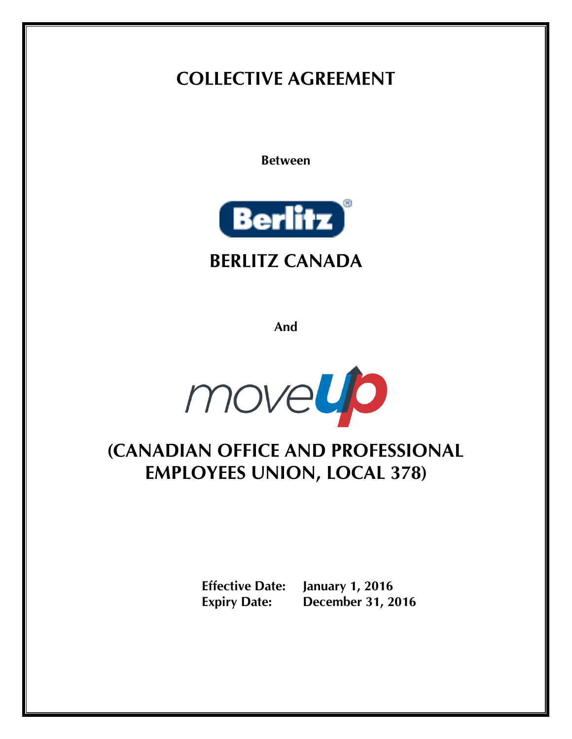# COLLECTIVE AGREEMENT

**Between**

## BERLITZ CANADA

**And**

## (CANADIAN OFFICE AND PROFESSIONAL EMPLOYEES UNION, LOCAL 378)

**Effective Date:** **January 1, 2016**
**Expiry Date:** **December 31, 2016**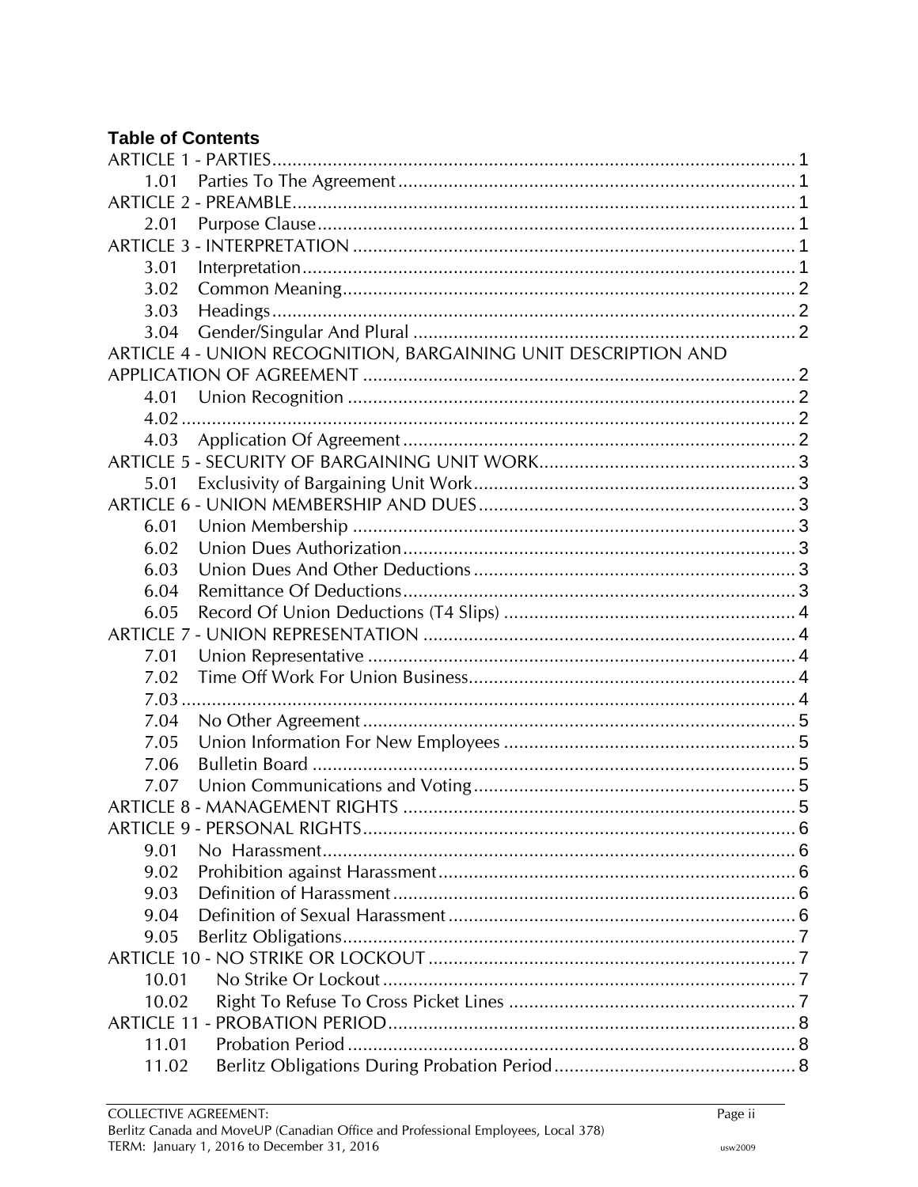**Table of Contents**

ARTICLE 1 - PARTIES ........................................................ 1
- 1.01 Parties To The Agreement ........................................ 1

ARTICLE 2 - PREAMBLE ........................................................ 1
- 2.01 Purpose Clause ........................................ 1

ARTICLE 3 - INTERPRETATION ........................................................ 1
- 3.01 Interpretation ........................................ 1
- 3.02 Common Meaning ........................................ 2
- 3.03 Headings ........................................ 2
- 3.04 Gender/Singular And Plural ........................................ 2

ARTICLE 4 - UNION RECOGNITION, BARGAINING UNIT DESCRIPTION AND APPLICATION OF AGREEMENT ........................................................ 2
- 4.01 Union Recognition ........................................ 2
- 4.02 ........................................ 2
- 4.03 Application Of Agreement ........................................ 2

ARTICLE 5 - SECURITY OF BARGAINING UNIT WORK ........................................................ 3
- 5.01 Exclusivity of Bargaining Unit Work ........................................ 3

ARTICLE 6 - UNION MEMBERSHIP AND DUES ........................................................ 3
- 6.01 Union Membership ........................................ 3
- 6.02 Union Dues Authorization ........................................ 3
- 6.03 Union Dues And Other Deductions ........................................ 3
- 6.04 Remittance Of Deductions ........................................ 3
- 6.05 Record Of Union Deductions (T4 Slips) ........................................ 4

ARTICLE 7 - UNION REPRESENTATION ........................................................ 4
- 7.01 Union Representative ........................................ 4
- 7.02 Time Off Work For Union Business ........................................ 4
- 7.03 ........................................ 4
- 7.04 No Other Agreement ........................................ 5
- 7.05 Union Information For New Employees ........................................ 5
- 7.06 Bulletin Board ........................................ 5
- 7.07 Union Communications and Voting ........................................ 5

ARTICLE 8 - MANAGEMENT RIGHTS ........................................................ 5

ARTICLE 9 - PERSONAL RIGHTS ........................................................ 6
- 9.01 No Harassment ........................................ 6
- 9.02 Prohibition against Harassment ........................................ 6
- 9.03 Definition of Harassment ........................................ 6
- 9.04 Definition of Sexual Harassment ........................................ 6
- 9.05 Berlitz Obligations ........................................ 7

ARTICLE 10 - NO STRIKE OR LOCKOUT ........................................................ 7
- 10.01 No Strike Or Lockout ........................................ 7
- 10.02 Right To Refuse To Cross Picket Lines ........................................ 7

ARTICLE 11 - PROBATION PERIOD ........................................................ 8
- 11.01 Probation Period ........................................ 8
- 11.02 Berlitz Obligations During Probation Period ........................................ 8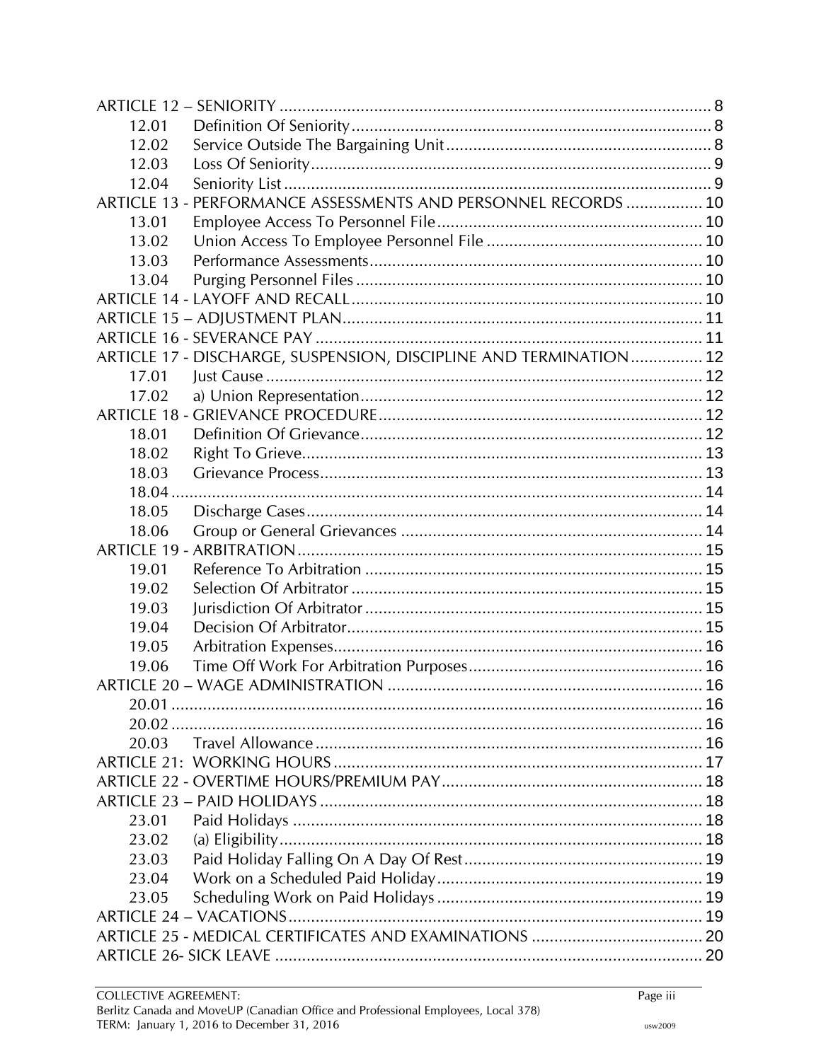ARTICLE 12 – SENIORITY .............................................................................................. 8
  12.01 Definition Of Seniority ................................................................................ 8
  12.02 Service Outside The Bargaining Unit ............................................................ 8
  12.03 Loss Of Seniority .......................................................................................... 9
  12.04 Seniority List ................................................................................................ 9
ARTICLE 13 - PERFORMANCE ASSESSMENTS AND PERSONNEL RECORDS ................. 10
  13.01 Employee Access To Personnel File ............................................................ 10
  13.02 Union Access To Employee Personnel File ................................................. 10
  13.03 Performance Assessments .......................................................................... 10
  13.04 Purging Personnel Files .............................................................................. 10
ARTICLE 14 - LAYOFF AND RECALL ............................................................................. 10
ARTICLE 15 – ADJUSTMENT PLAN ................................................................................ 11
ARTICLE 16 - SEVERANCE PAY ..................................................................................... 11
ARTICLE 17 - DISCHARGE, SUSPENSION, DISCIPLINE AND TERMINATION ................ 12
  17.01 Just Cause .................................................................................................. 12
  17.02 a) Union Representation ............................................................................. 12
ARTICLE 18 - GRIEVANCE PROCEDURE ........................................................................ 12
  18.01 Definition Of Grievance .............................................................................. 12
  18.02 Right To Grieve .......................................................................................... 13
  18.03 Grievance Process ...................................................................................... 13
  18.04 ................................................................................................................... 14
  18.05 Discharge Cases ......................................................................................... 14
  18.06 Group or General Grievances ..................................................................... 14
ARTICLE 19 - ARBITRATION .......................................................................................... 15
  19.01 Reference To Arbitration ............................................................................ 15
  19.02 Selection Of Arbitrator ............................................................................... 15
  19.03 Jurisdiction Of Arbitrator ............................................................................ 15
  19.04 Decision Of Arbitrator ................................................................................. 15
  19.05 Arbitration Expenses ................................................................................... 16
  19.06 Time Off Work For Arbitration Purposes ..................................................... 16
ARTICLE 20 – WAGE ADMINISTRATION ....................................................................... 16
  20.01 ................................................................................................................... 16
  20.02 ................................................................................................................... 16
  20.03 Travel Allowance ........................................................................................ 16
ARTICLE 21: WORKING HOURS ................................................................................... 17
ARTICLE 22 - OVERTIME HOURS/PREMIUM PAY .......................................................... 18
ARTICLE 23 – PAID HOLIDAYS ..................................................................................... 18
  23.01 Paid Holidays ............................................................................................. 18
  23.02 (a) Eligibility ................................................................................................ 18
  23.03 Paid Holiday Falling On A Day Of Rest ....................................................... 19
  23.04 Work on a Scheduled Paid Holiday ............................................................. 19
  23.05 Scheduling Work on Paid Holidays ............................................................. 19
ARTICLE 24 – VACATIONS ............................................................................................ 19
ARTICLE 25 - MEDICAL CERTIFICATES AND EXAMINATIONS ...................................... 20
ARTICLE 26- SICK LEAVE ............................................................................................... 20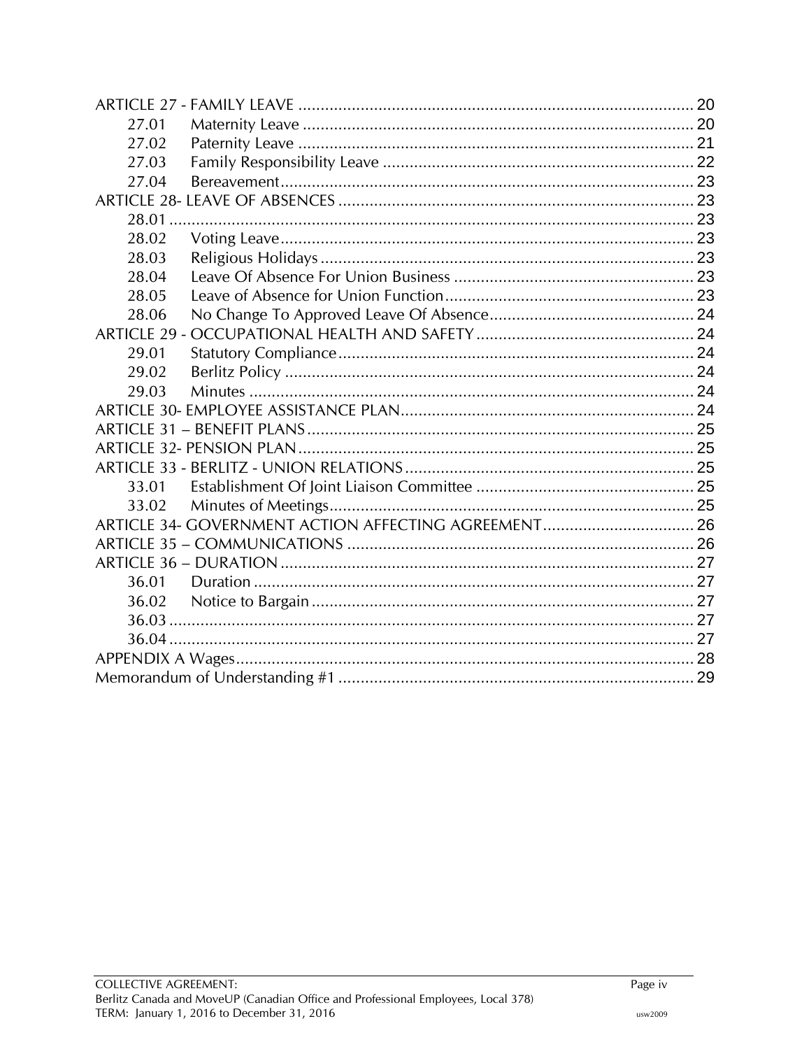ARTICLE 27 - FAMILY LEAVE ........................................................................................ 20
- 27.01 Maternity Leave ....................................................................................... 20
- 27.02 Paternity Leave ........................................................................................ 21
- 27.03 Family Responsibility Leave ..................................................................... 22
- 27.04 Bereavement............................................................................................ 23

ARTICLE 28- LEAVE OF ABSENCES ............................................................................... 23
- 28.01 ..................................................................................................... 23
- 28.02 Voting Leave............................................................................................ 23
- 28.03 Religious Holidays .................................................................................... 23
- 28.04 Leave Of Absence For Union Business ...................................................... 23
- 28.05 Leave of Absence for Union Function....................................................... 23
- 28.06 No Change To Approved Leave Of Absence.............................................. 24

ARTICLE 29 - OCCUPATIONAL HEALTH AND SAFETY................................................ 24
- 29.01 Statutory Compliance............................................................................... 24
- 29.02 Berlitz Policy ........................................................................................... 24
- 29.03 Minutes ................................................................................................... 24

ARTICLE 30- EMPLOYEE ASSISTANCE PLAN................................................................. 24

ARTICLE 31 – BENEFIT PLANS...................................................................................... 25

ARTICLE 32- PENSION PLAN........................................................................................ 25

ARTICLE 33 - BERLITZ - UNION RELATIONS................................................................ 25
- 33.01 Establishment Of Joint Liaison Committee ................................................ 25
- 33.02 Minutes of Meetings................................................................................. 25

ARTICLE 34- GOVERNMENT ACTION AFFECTING AGREEMENT.................................. 26

ARTICLE 35 – COMMUNICATIONS ............................................................................. 26

ARTICLE 36 – DURATION ............................................................................................ 27
- 36.01 Duration .................................................................................................. 27
- 36.02 Notice to Bargain ..................................................................................... 27
- 36.03 ..................................................................................................... 27
- 36.04 ..................................................................................................... 27

APPENDIX A Wages...................................................................................................... 28

Memorandum of Understanding #1 ............................................................................... 29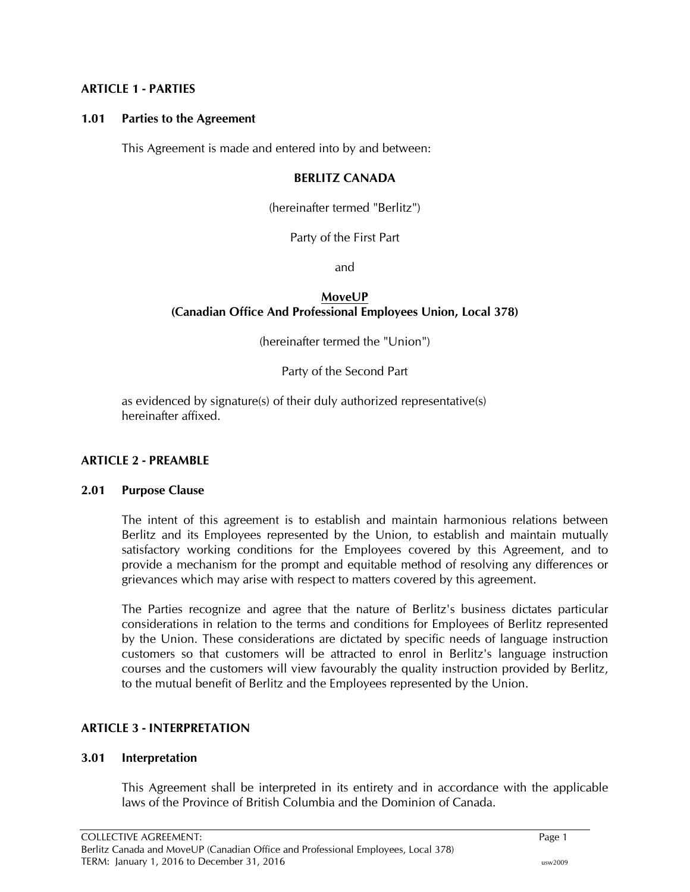## ARTICLE 1 - PARTIES

### 1.01 Parties to the Agreement

This Agreement is made and entered into by and between:

**BERLITZ CANADA**

(hereinafter termed "Berlitz")

Party of the First Part

and

**MoveUP**
**(Canadian Office And Professional Employees Union, Local 378)**

(hereinafter termed the "Union")

Party of the Second Part

as evidenced by signature(s) of their duly authorized representative(s) hereinafter affixed.

## ARTICLE 2 - PREAMBLE

### 2.01 Purpose Clause

The intent of this agreement is to establish and maintain harmonious relations between Berlitz and its Employees represented by the Union, to establish and maintain mutually satisfactory working conditions for the Employees covered by this Agreement, and to provide a mechanism for the prompt and equitable method of resolving any differences or grievances which may arise with respect to matters covered by this agreement.

The Parties recognize and agree that the nature of Berlitz's business dictates particular considerations in relation to the terms and conditions for Employees of Berlitz represented by the Union. These considerations are dictated by specific needs of language instruction customers so that customers will be attracted to enrol in Berlitz's language instruction courses and the customers will view favourably the quality instruction provided by Berlitz, to the mutual benefit of Berlitz and the Employees represented by the Union.

## ARTICLE 3 - INTERPRETATION

### 3.01 Interpretation

This Agreement shall be interpreted in its entirety and in accordance with the applicable laws of the Province of British Columbia and the Dominion of Canada.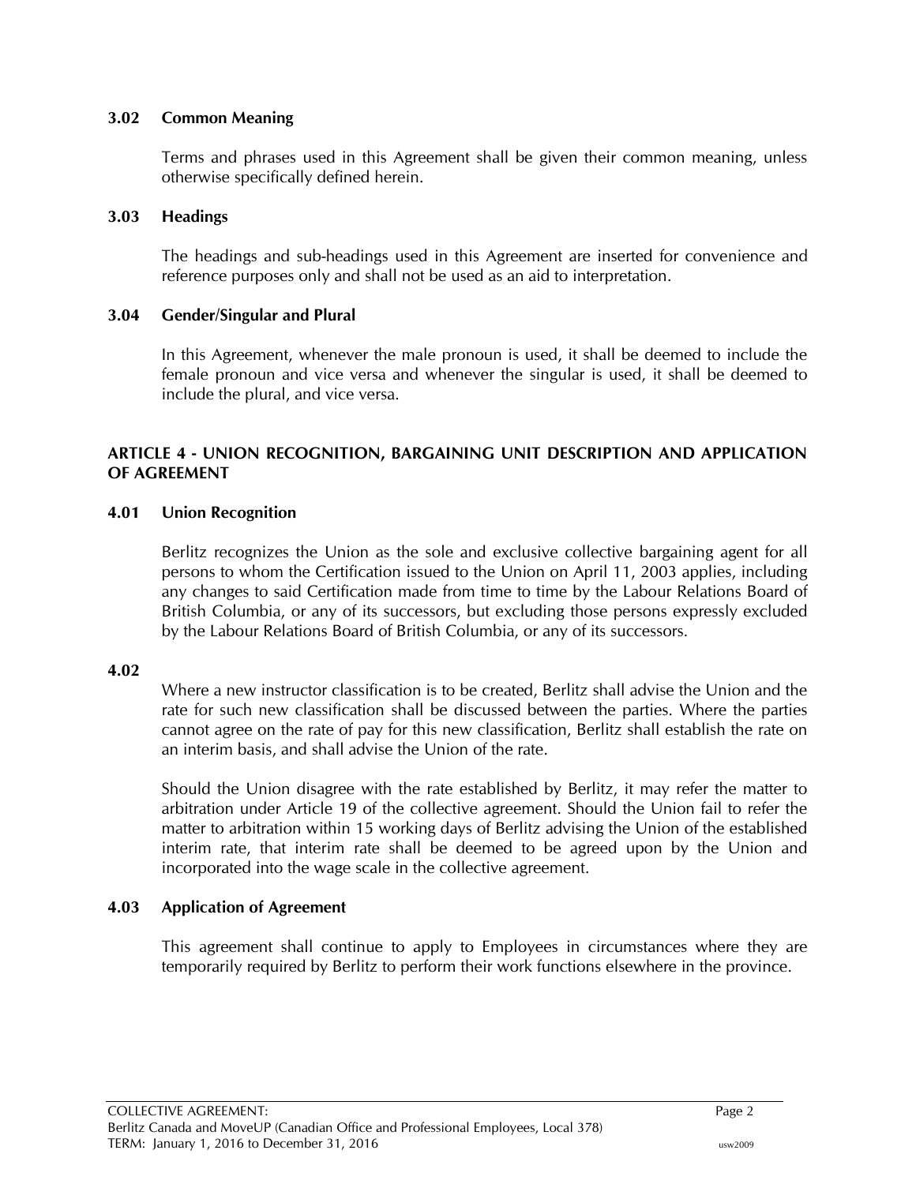### 3.02 Common Meaning

Terms and phrases used in this Agreement shall be given their common meaning, unless otherwise specifically defined herein.

### 3.03 Headings

The headings and sub-headings used in this Agreement are inserted for convenience and reference purposes only and shall not be used as an aid to interpretation.

### 3.04 Gender/Singular and Plural

In this Agreement, whenever the male pronoun is used, it shall be deemed to include the female pronoun and vice versa and whenever the singular is used, it shall be deemed to include the plural, and vice versa.

## ARTICLE 4 - UNION RECOGNITION, BARGAINING UNIT DESCRIPTION AND APPLICATION OF AGREEMENT

### 4.01 Union Recognition

Berlitz recognizes the Union as the sole and exclusive collective bargaining agent for all persons to whom the Certification issued to the Union on April 11, 2003 applies, including any changes to said Certification made from time to time by the Labour Relations Board of British Columbia, or any of its successors, but excluding those persons expressly excluded by the Labour Relations Board of British Columbia, or any of its successors.

### 4.02

Where a new instructor classification is to be created, Berlitz shall advise the Union and the rate for such new classification shall be discussed between the parties. Where the parties cannot agree on the rate of pay for this new classification, Berlitz shall establish the rate on an interim basis, and shall advise the Union of the rate.

Should the Union disagree with the rate established by Berlitz, it may refer the matter to arbitration under Article 19 of the collective agreement. Should the Union fail to refer the matter to arbitration within 15 working days of Berlitz advising the Union of the established interim rate, that interim rate shall be deemed to be agreed upon by the Union and incorporated into the wage scale in the collective agreement.

### 4.03 Application of Agreement

This agreement shall continue to apply to Employees in circumstances where they are temporarily required by Berlitz to perform their work functions elsewhere in the province.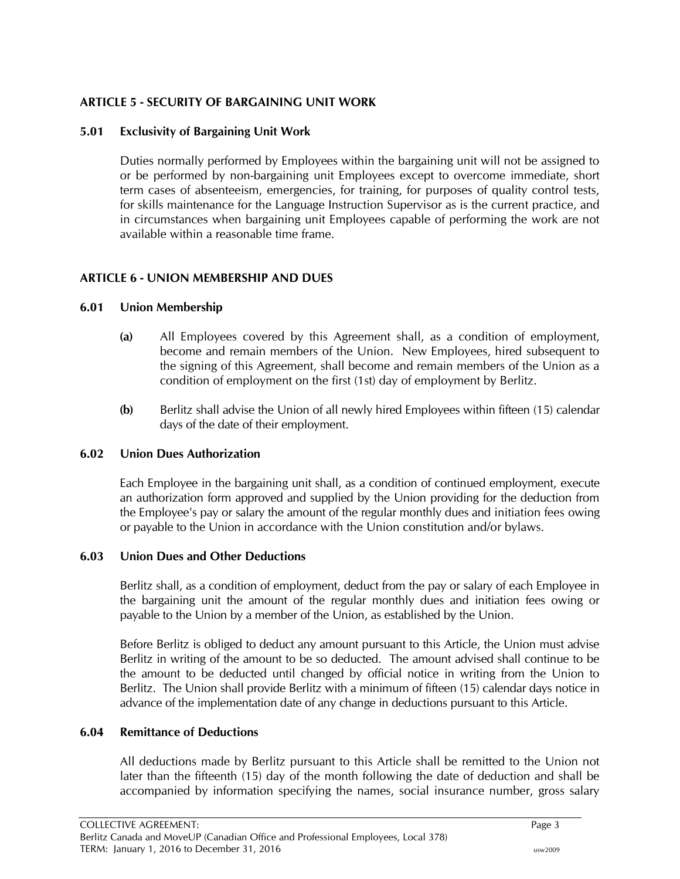## ARTICLE 5 - SECURITY OF BARGAINING UNIT WORK

### 5.01 Exclusivity of Bargaining Unit Work

Duties normally performed by Employees within the bargaining unit will not be assigned to or be performed by non-bargaining unit Employees except to overcome immediate, short term cases of absenteeism, emergencies, for training, for purposes of quality control tests, for skills maintenance for the Language Instruction Supervisor as is the current practice, and in circumstances when bargaining unit Employees capable of performing the work are not available within a reasonable time frame.

## ARTICLE 6 - UNION MEMBERSHIP AND DUES

### 6.01 Union Membership

**(a)** All Employees covered by this Agreement shall, as a condition of employment, become and remain members of the Union. New Employees, hired subsequent to the signing of this Agreement, shall become and remain members of the Union as a condition of employment on the first (1st) day of employment by Berlitz.

**(b)** Berlitz shall advise the Union of all newly hired Employees within fifteen (15) calendar days of the date of their employment.

### 6.02 Union Dues Authorization

Each Employee in the bargaining unit shall, as a condition of continued employment, execute an authorization form approved and supplied by the Union providing for the deduction from the Employee's pay or salary the amount of the regular monthly dues and initiation fees owing or payable to the Union in accordance with the Union constitution and/or bylaws.

### 6.03 Union Dues and Other Deductions

Berlitz shall, as a condition of employment, deduct from the pay or salary of each Employee in the bargaining unit the amount of the regular monthly dues and initiation fees owing or payable to the Union by a member of the Union, as established by the Union.

Before Berlitz is obliged to deduct any amount pursuant to this Article, the Union must advise Berlitz in writing of the amount to be so deducted. The amount advised shall continue to be the amount to be deducted until changed by official notice in writing from the Union to Berlitz. The Union shall provide Berlitz with a minimum of fifteen (15) calendar days notice in advance of the implementation date of any change in deductions pursuant to this Article.

### 6.04 Remittance of Deductions

All deductions made by Berlitz pursuant to this Article shall be remitted to the Union not later than the fifteenth (15) day of the month following the date of deduction and shall be accompanied by information specifying the names, social insurance number, gross salary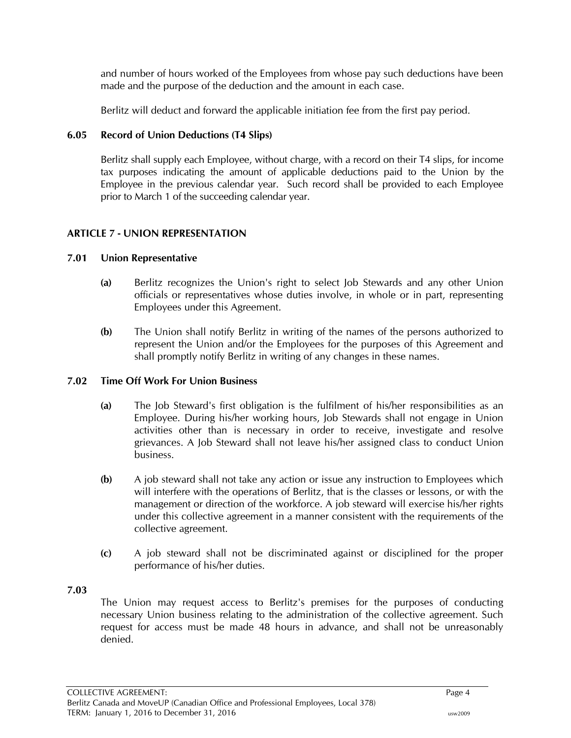and number of hours worked of the Employees from whose pay such deductions have been made and the purpose of the deduction and the amount in each case.

Berlitz will deduct and forward the applicable initiation fee from the first pay period.

### 6.05 Record of Union Deductions (T4 Slips)

Berlitz shall supply each Employee, without charge, with a record on their T4 slips, for income tax purposes indicating the amount of applicable deductions paid to the Union by the Employee in the previous calendar year. Such record shall be provided to each Employee prior to March 1 of the succeeding calendar year.

## ARTICLE 7 - UNION REPRESENTATION

### 7.01 Union Representative

**(a)** Berlitz recognizes the Union's right to select Job Stewards and any other Union officials or representatives whose duties involve, in whole or in part, representing Employees under this Agreement.

**(b)** The Union shall notify Berlitz in writing of the names of the persons authorized to represent the Union and/or the Employees for the purposes of this Agreement and shall promptly notify Berlitz in writing of any changes in these names.

### 7.02 Time Off Work For Union Business

**(a)** The Job Steward's first obligation is the fulfilment of his/her responsibilities as an Employee. During his/her working hours, Job Stewards shall not engage in Union activities other than is necessary in order to receive, investigate and resolve grievances. A Job Steward shall not leave his/her assigned class to conduct Union business.

**(b)** A job steward shall not take any action or issue any instruction to Employees which will interfere with the operations of Berlitz, that is the classes or lessons, or with the management or direction of the workforce. A job steward will exercise his/her rights under this collective agreement in a manner consistent with the requirements of the collective agreement.

**(c)** A job steward shall not be discriminated against or disciplined for the proper performance of his/her duties.

### 7.03

The Union may request access to Berlitz's premises for the purposes of conducting necessary Union business relating to the administration of the collective agreement. Such request for access must be made 48 hours in advance, and shall not be unreasonably denied.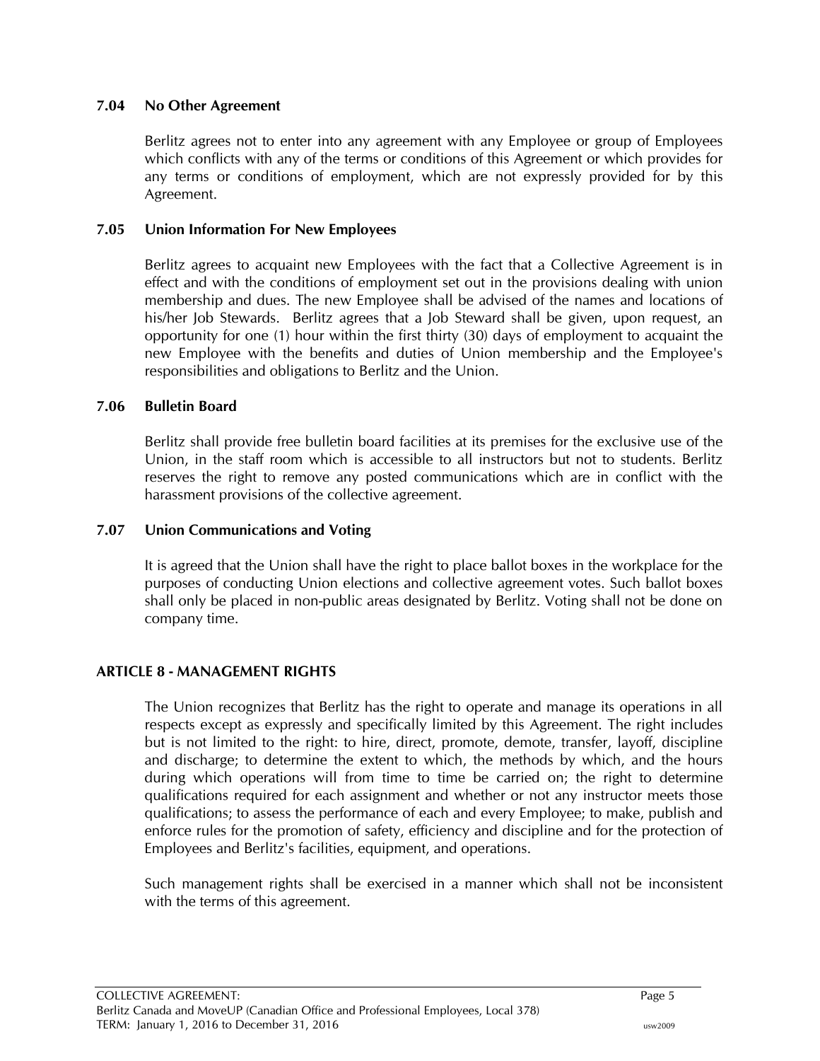### 7.04 No Other Agreement

Berlitz agrees not to enter into any agreement with any Employee or group of Employees which conflicts with any of the terms or conditions of this Agreement or which provides for any terms or conditions of employment, which are not expressly provided for by this Agreement.

### 7.05 Union Information For New Employees

Berlitz agrees to acquaint new Employees with the fact that a Collective Agreement is in effect and with the conditions of employment set out in the provisions dealing with union membership and dues. The new Employee shall be advised of the names and locations of his/her Job Stewards. Berlitz agrees that a Job Steward shall be given, upon request, an opportunity for one (1) hour within the first thirty (30) days of employment to acquaint the new Employee with the benefits and duties of Union membership and the Employee's responsibilities and obligations to Berlitz and the Union.

### 7.06 Bulletin Board

Berlitz shall provide free bulletin board facilities at its premises for the exclusive use of the Union, in the staff room which is accessible to all instructors but not to students. Berlitz reserves the right to remove any posted communications which are in conflict with the harassment provisions of the collective agreement.

### 7.07 Union Communications and Voting

It is agreed that the Union shall have the right to place ballot boxes in the workplace for the purposes of conducting Union elections and collective agreement votes. Such ballot boxes shall only be placed in non-public areas designated by Berlitz. Voting shall not be done on company time.

## ARTICLE 8 - MANAGEMENT RIGHTS

The Union recognizes that Berlitz has the right to operate and manage its operations in all respects except as expressly and specifically limited by this Agreement. The right includes but is not limited to the right: to hire, direct, promote, demote, transfer, layoff, discipline and discharge; to determine the extent to which, the methods by which, and the hours during which operations will from time to time be carried on; the right to determine qualifications required for each assignment and whether or not any instructor meets those qualifications; to assess the performance of each and every Employee; to make, publish and enforce rules for the promotion of safety, efficiency and discipline and for the protection of Employees and Berlitz's facilities, equipment, and operations.

Such management rights shall be exercised in a manner which shall not be inconsistent with the terms of this agreement.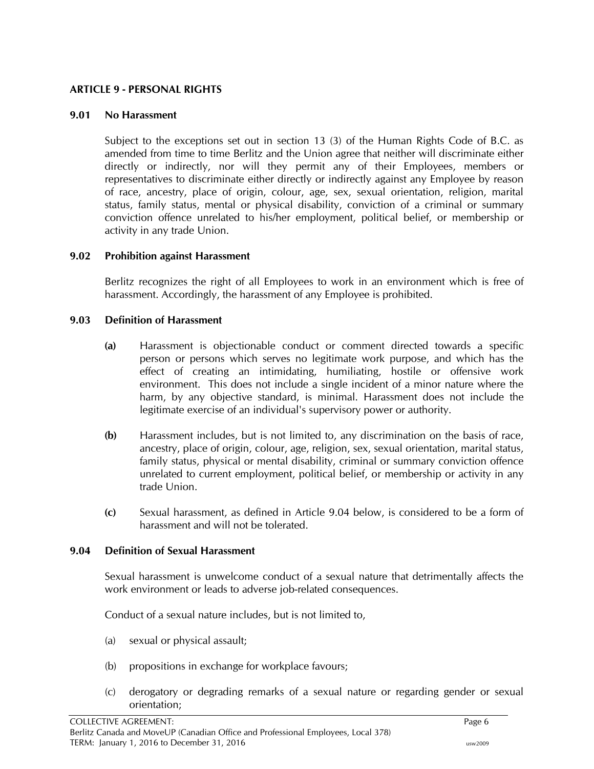## ARTICLE 9 - PERSONAL RIGHTS

### 9.01 No Harassment

Subject to the exceptions set out in section 13 (3) of the Human Rights Code of B.C. as amended from time to time Berlitz and the Union agree that neither will discriminate either directly or indirectly, nor will they permit any of their Employees, members or representatives to discriminate either directly or indirectly against any Employee by reason of race, ancestry, place of origin, colour, age, sex, sexual orientation, religion, marital status, family status, mental or physical disability, conviction of a criminal or summary conviction offence unrelated to his/her employment, political belief, or membership or activity in any trade Union.

### 9.02 Prohibition against Harassment

Berlitz recognizes the right of all Employees to work in an environment which is free of harassment. Accordingly, the harassment of any Employee is prohibited.

### 9.03 Definition of Harassment

**(a)** Harassment is objectionable conduct or comment directed towards a specific person or persons which serves no legitimate work purpose, and which has the effect of creating an intimidating, humiliating, hostile or offensive work environment. This does not include a single incident of a minor nature where the harm, by any objective standard, is minimal. Harassment does not include the legitimate exercise of an individual's supervisory power or authority.

**(b)** Harassment includes, but is not limited to, any discrimination on the basis of race, ancestry, place of origin, colour, age, religion, sex, sexual orientation, marital status, family status, physical or mental disability, criminal or summary conviction offence unrelated to current employment, political belief, or membership or activity in any trade Union.

**(c)** Sexual harassment, as defined in Article 9.04 below, is considered to be a form of harassment and will not be tolerated.

### 9.04 Definition of Sexual Harassment

Sexual harassment is unwelcome conduct of a sexual nature that detrimentally affects the work environment or leads to adverse job-related consequences.

Conduct of a sexual nature includes, but is not limited to,

(a) sexual or physical assault;

(b) propositions in exchange for workplace favours;

(c) derogatory or degrading remarks of a sexual nature or regarding gender or sexual orientation;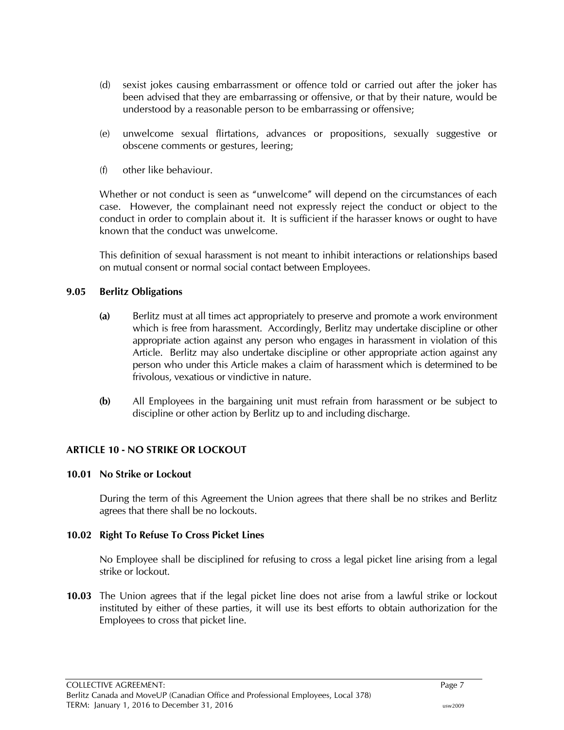(d) sexist jokes causing embarrassment or offence told or carried out after the joker has been advised that they are embarrassing or offensive, or that by their nature, would be understood by a reasonable person to be embarrassing or offensive;

(e) unwelcome sexual flirtations, advances or propositions, sexually suggestive or obscene comments or gestures, leering;

(f) other like behaviour.

Whether or not conduct is seen as "unwelcome" will depend on the circumstances of each case. However, the complainant need not expressly reject the conduct or object to the conduct in order to complain about it. It is sufficient if the harasser knows or ought to have known that the conduct was unwelcome.

This definition of sexual harassment is not meant to inhibit interactions or relationships based on mutual consent or normal social contact between Employees.

### 9.05 Berlitz Obligations

**(a)** Berlitz must at all times act appropriately to preserve and promote a work environment which is free from harassment. Accordingly, Berlitz may undertake discipline or other appropriate action against any person who engages in harassment in violation of this Article. Berlitz may also undertake discipline or other appropriate action against any person who under this Article makes a claim of harassment which is determined to be frivolous, vexatious or vindictive in nature.

**(b)** All Employees in the bargaining unit must refrain from harassment or be subject to discipline or other action by Berlitz up to and including discharge.

## ARTICLE 10 - NO STRIKE OR LOCKOUT

### 10.01 No Strike or Lockout

During the term of this Agreement the Union agrees that there shall be no strikes and Berlitz agrees that there shall be no lockouts.

### 10.02 Right To Refuse To Cross Picket Lines

No Employee shall be disciplined for refusing to cross a legal picket line arising from a legal strike or lockout.

**10.03** The Union agrees that if the legal picket line does not arise from a lawful strike or lockout instituted by either of these parties, it will use its best efforts to obtain authorization for the Employees to cross that picket line.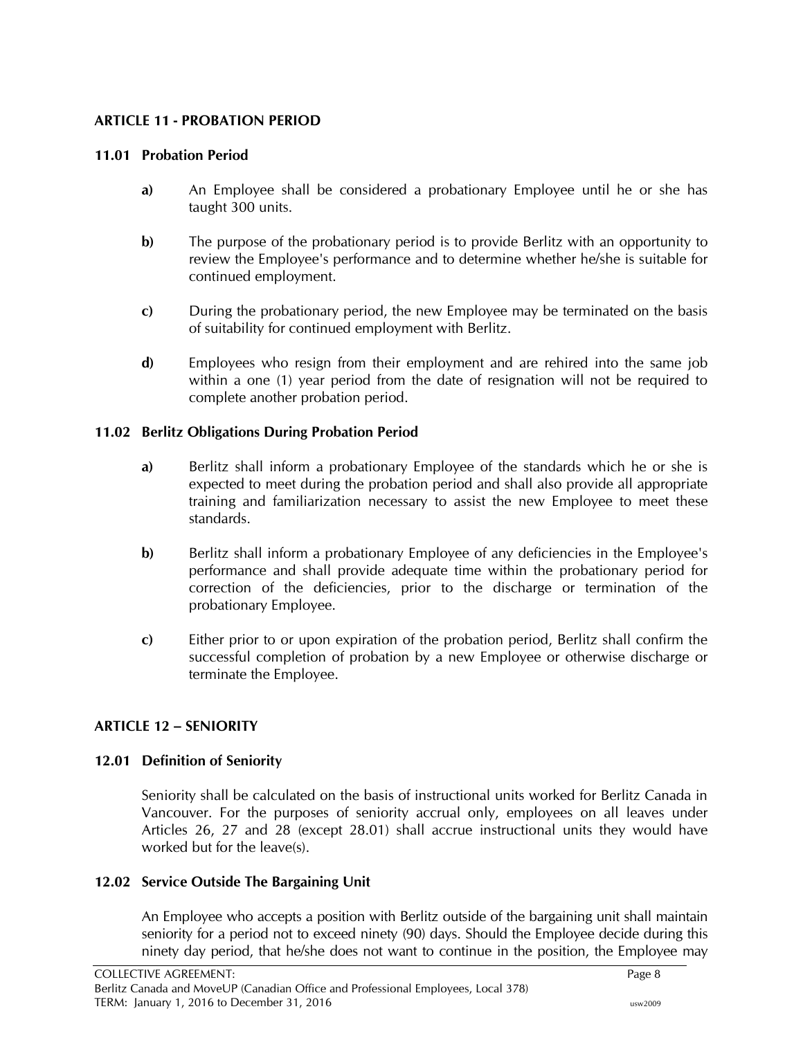## ARTICLE 11 - PROBATION PERIOD

### 11.01 Probation Period

**a)** An Employee shall be considered a probationary Employee until he or she has taught 300 units.

**b)** The purpose of the probationary period is to provide Berlitz with an opportunity to review the Employee's performance and to determine whether he/she is suitable for continued employment.

**c)** During the probationary period, the new Employee may be terminated on the basis of suitability for continued employment with Berlitz.

**d)** Employees who resign from their employment and are rehired into the same job within a one (1) year period from the date of resignation will not be required to complete another probation period.

### 11.02 Berlitz Obligations During Probation Period

**a)** Berlitz shall inform a probationary Employee of the standards which he or she is expected to meet during the probation period and shall also provide all appropriate training and familiarization necessary to assist the new Employee to meet these standards.

**b)** Berlitz shall inform a probationary Employee of any deficiencies in the Employee's performance and shall provide adequate time within the probationary period for correction of the deficiencies, prior to the discharge or termination of the probationary Employee.

**c)** Either prior to or upon expiration of the probation period, Berlitz shall confirm the successful completion of probation by a new Employee or otherwise discharge or terminate the Employee.

## ARTICLE 12 – SENIORITY

### 12.01 Definition of Seniority

Seniority shall be calculated on the basis of instructional units worked for Berlitz Canada in Vancouver. For the purposes of seniority accrual only, employees on all leaves under Articles 26, 27 and 28 (except 28.01) shall accrue instructional units they would have worked but for the leave(s).

### 12.02 Service Outside The Bargaining Unit

An Employee who accepts a position with Berlitz outside of the bargaining unit shall maintain seniority for a period not to exceed ninety (90) days. Should the Employee decide during this ninety day period, that he/she does not want to continue in the position, the Employee may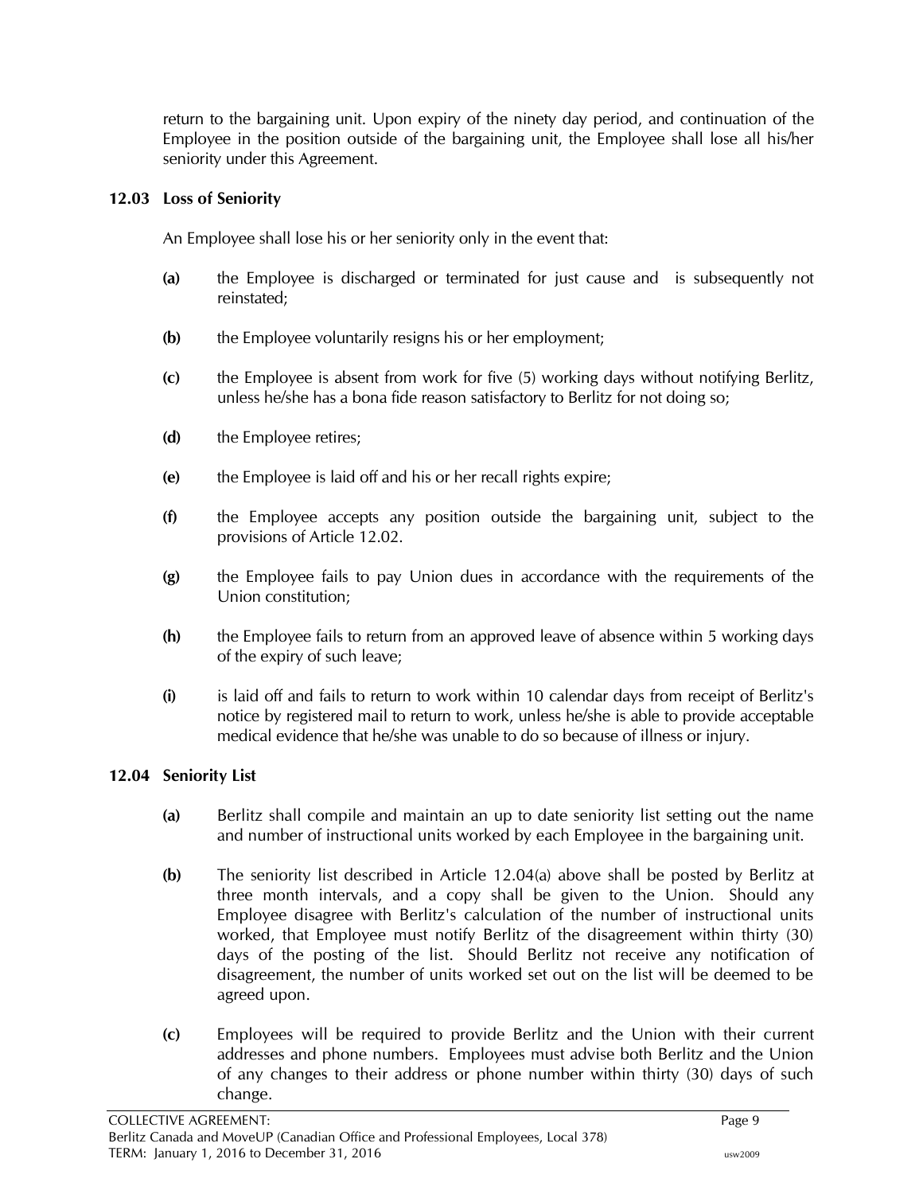return to the bargaining unit. Upon expiry of the ninety day period, and continuation of the Employee in the position outside of the bargaining unit, the Employee shall lose all his/her seniority under this Agreement.

**12.03 Loss of Seniority**

An Employee shall lose his or her seniority only in the event that:

**(a)** the Employee is discharged or terminated for just cause and is subsequently not reinstated;

**(b)** the Employee voluntarily resigns his or her employment;

**(c)** the Employee is absent from work for five (5) working days without notifying Berlitz, unless he/she has a bona fide reason satisfactory to Berlitz for not doing so;

**(d)** the Employee retires;

**(e)** the Employee is laid off and his or her recall rights expire;

**(f)** the Employee accepts any position outside the bargaining unit, subject to the provisions of Article 12.02.

**(g)** the Employee fails to pay Union dues in accordance with the requirements of the Union constitution;

**(h)** the Employee fails to return from an approved leave of absence within 5 working days of the expiry of such leave;

**(i)** is laid off and fails to return to work within 10 calendar days from receipt of Berlitz's notice by registered mail to return to work, unless he/she is able to provide acceptable medical evidence that he/she was unable to do so because of illness or injury.

**12.04 Seniority List**

**(a)** Berlitz shall compile and maintain an up to date seniority list setting out the name and number of instructional units worked by each Employee in the bargaining unit.

**(b)** The seniority list described in Article 12.04(a) above shall be posted by Berlitz at three month intervals, and a copy shall be given to the Union. Should any Employee disagree with Berlitz's calculation of the number of instructional units worked, that Employee must notify Berlitz of the disagreement within thirty (30) days of the posting of the list. Should Berlitz not receive any notification of disagreement, the number of units worked set out on the list will be deemed to be agreed upon.

**(c)** Employees will be required to provide Berlitz and the Union with their current addresses and phone numbers. Employees must advise both Berlitz and the Union of any changes to their address or phone number within thirty (30) days of such change.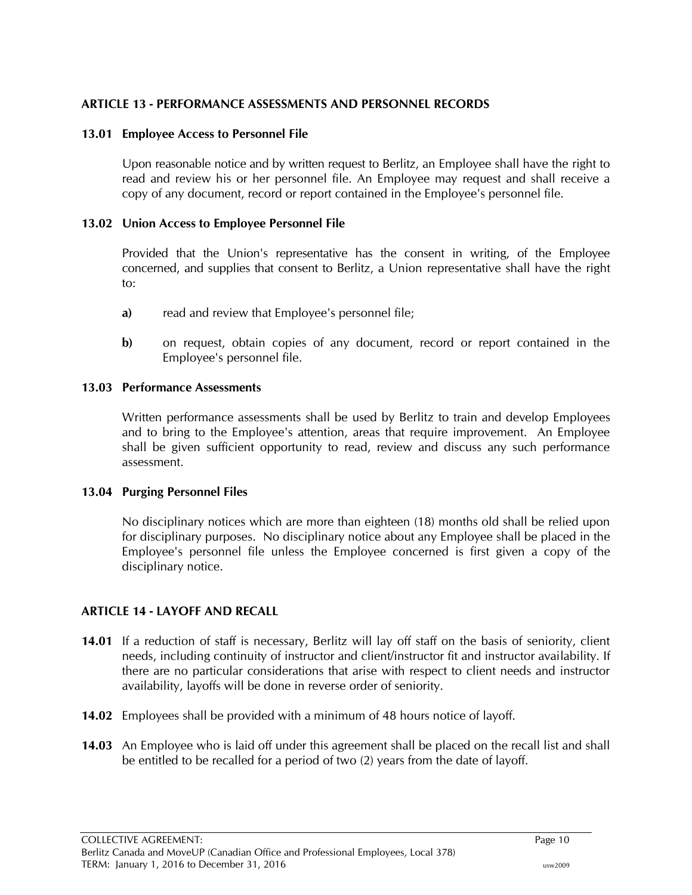## ARTICLE 13 - PERFORMANCE ASSESSMENTS AND PERSONNEL RECORDS

### 13.01 Employee Access to Personnel File

Upon reasonable notice and by written request to Berlitz, an Employee shall have the right to read and review his or her personnel file. An Employee may request and shall receive a copy of any document, record or report contained in the Employee's personnel file.

### 13.02 Union Access to Employee Personnel File

Provided that the Union's representative has the consent in writing, of the Employee concerned, and supplies that consent to Berlitz, a Union representative shall have the right to:

**a)** read and review that Employee's personnel file;

**b)** on request, obtain copies of any document, record or report contained in the Employee's personnel file.

### 13.03 Performance Assessments

Written performance assessments shall be used by Berlitz to train and develop Employees and to bring to the Employee's attention, areas that require improvement. An Employee shall be given sufficient opportunity to read, review and discuss any such performance assessment.

### 13.04 Purging Personnel Files

No disciplinary notices which are more than eighteen (18) months old shall be relied upon for disciplinary purposes. No disciplinary notice about any Employee shall be placed in the Employee's personnel file unless the Employee concerned is first given a copy of the disciplinary notice.

## ARTICLE 14 - LAYOFF AND RECALL

**14.01** If a reduction of staff is necessary, Berlitz will lay off staff on the basis of seniority, client needs, including continuity of instructor and client/instructor fit and instructor availability. If there are no particular considerations that arise with respect to client needs and instructor availability, layoffs will be done in reverse order of seniority.

**14.02** Employees shall be provided with a minimum of 48 hours notice of layoff.

**14.03** An Employee who is laid off under this agreement shall be placed on the recall list and shall be entitled to be recalled for a period of two (2) years from the date of layoff.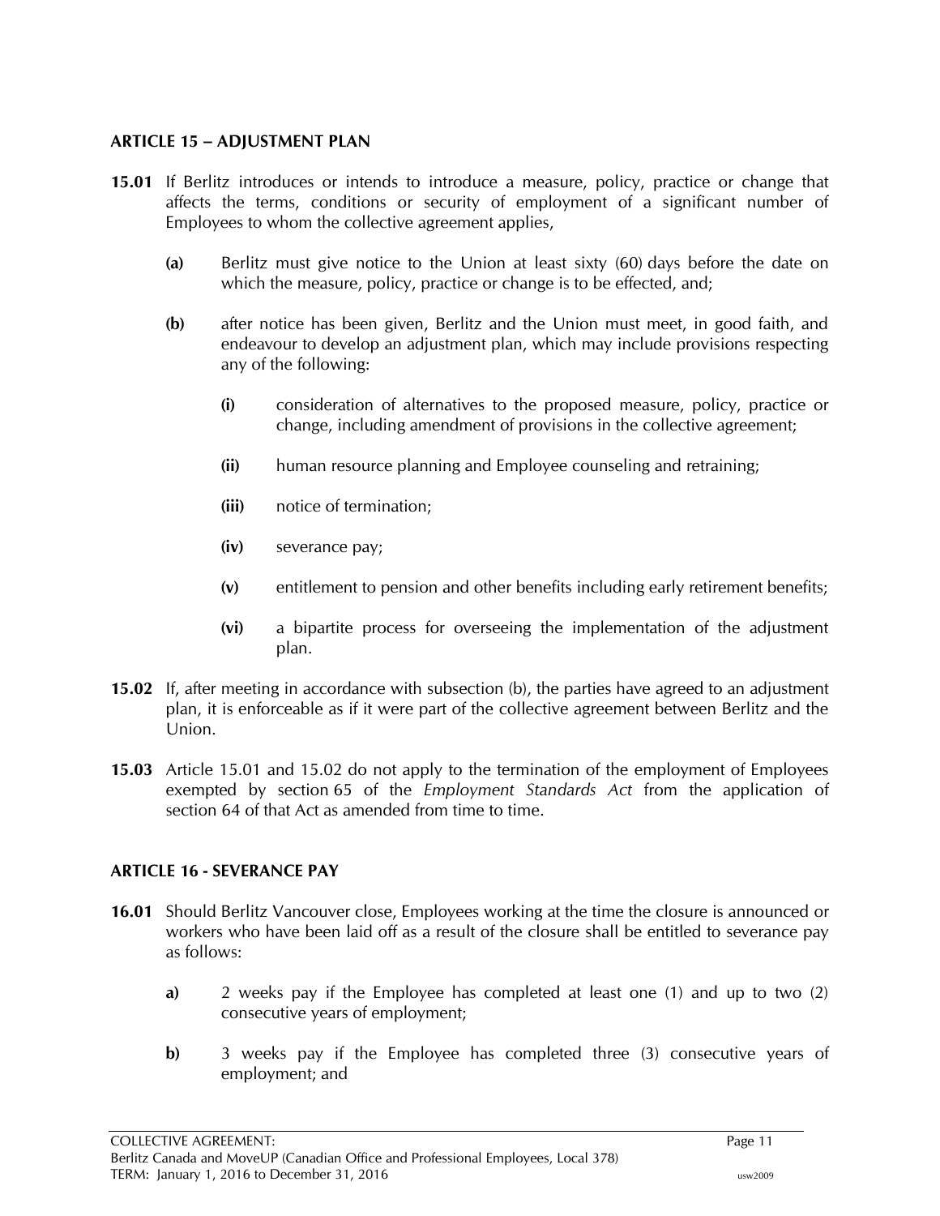## ARTICLE 15 – ADJUSTMENT PLAN

**15.01** If Berlitz introduces or intends to introduce a measure, policy, practice or change that affects the terms, conditions or security of employment of a significant number of Employees to whom the collective agreement applies,

**(a)** Berlitz must give notice to the Union at least sixty (60) days before the date on which the measure, policy, practice or change is to be effected, and;

**(b)** after notice has been given, Berlitz and the Union must meet, in good faith, and endeavour to develop an adjustment plan, which may include provisions respecting any of the following:

**(i)** consideration of alternatives to the proposed measure, policy, practice or change, including amendment of provisions in the collective agreement;

**(ii)** human resource planning and Employee counseling and retraining;

**(iii)** notice of termination;

**(iv)** severance pay;

**(v)** entitlement to pension and other benefits including early retirement benefits;

**(vi)** a bipartite process for overseeing the implementation of the adjustment plan.

**15.02** If, after meeting in accordance with subsection (b), the parties have agreed to an adjustment plan, it is enforceable as if it were part of the collective agreement between Berlitz and the Union.

**15.03** Article 15.01 and 15.02 do not apply to the termination of the employment of Employees exempted by section 65 of the *Employment Standards Act* from the application of section 64 of that Act as amended from time to time.

## ARTICLE 16 - SEVERANCE PAY

**16.01** Should Berlitz Vancouver close, Employees working at the time the closure is announced or workers who have been laid off as a result of the closure shall be entitled to severance pay as follows:

**a)** 2 weeks pay if the Employee has completed at least one (1) and up to two (2) consecutive years of employment;

**b)** 3 weeks pay if the Employee has completed three (3) consecutive years of employment; and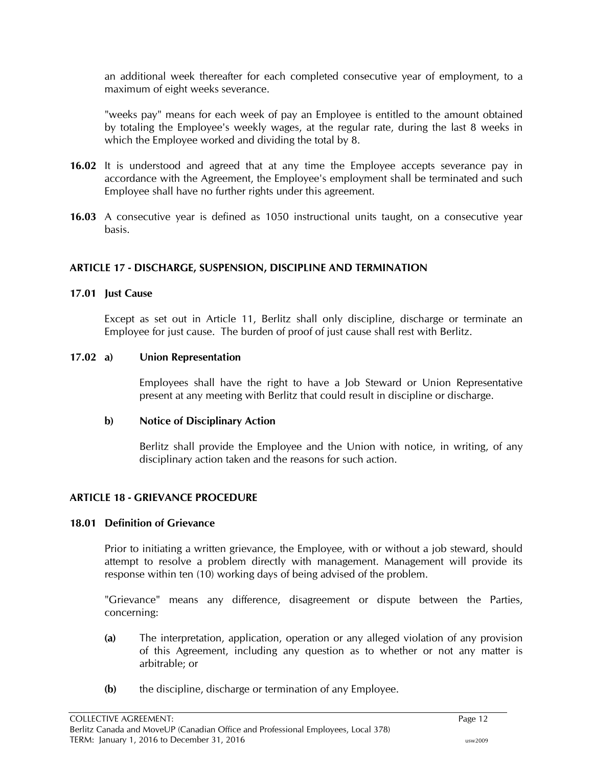an additional week thereafter for each completed consecutive year of employment, to a maximum of eight weeks severance.

"weeks pay" means for each week of pay an Employee is entitled to the amount obtained by totaling the Employee's weekly wages, at the regular rate, during the last 8 weeks in which the Employee worked and dividing the total by 8.

**16.02** It is understood and agreed that at any time the Employee accepts severance pay in accordance with the Agreement, the Employee's employment shall be terminated and such Employee shall have no further rights under this agreement.

**16.03** A consecutive year is defined as 1050 instructional units taught, on a consecutive year basis.

## ARTICLE 17 - DISCHARGE, SUSPENSION, DISCIPLINE AND TERMINATION

### 17.01 Just Cause

Except as set out in Article 11, Berlitz shall only discipline, discharge or terminate an Employee for just cause. The burden of proof of just cause shall rest with Berlitz.

### 17.02 a) Union Representation

Employees shall have the right to have a Job Steward or Union Representative present at any meeting with Berlitz that could result in discipline or discharge.

**b) Notice of Disciplinary Action**

Berlitz shall provide the Employee and the Union with notice, in writing, of any disciplinary action taken and the reasons for such action.

## ARTICLE 18 - GRIEVANCE PROCEDURE

### 18.01 Definition of Grievance

Prior to initiating a written grievance, the Employee, with or without a job steward, should attempt to resolve a problem directly with management. Management will provide its response within ten (10) working days of being advised of the problem.

"Grievance" means any difference, disagreement or dispute between the Parties, concerning:

**(a)** The interpretation, application, operation or any alleged violation of any provision of this Agreement, including any question as to whether or not any matter is arbitrable; or

**(b)** the discipline, discharge or termination of any Employee.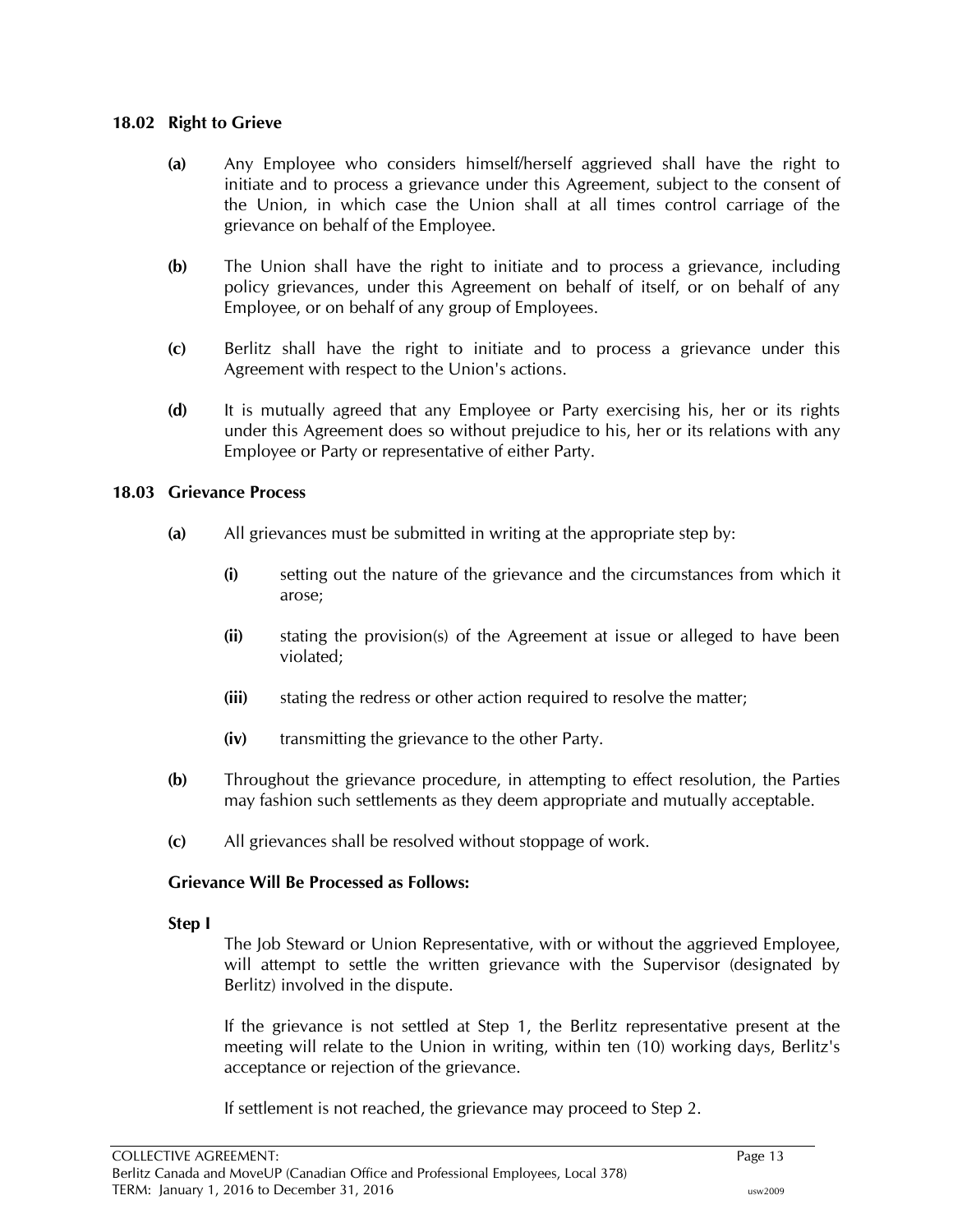### 18.02 Right to Grieve

**(a)** Any Employee who considers himself/herself aggrieved shall have the right to initiate and to process a grievance under this Agreement, subject to the consent of the Union, in which case the Union shall at all times control carriage of the grievance on behalf of the Employee.

**(b)** The Union shall have the right to initiate and to process a grievance, including policy grievances, under this Agreement on behalf of itself, or on behalf of any Employee, or on behalf of any group of Employees.

**(c)** Berlitz shall have the right to initiate and to process a grievance under this Agreement with respect to the Union's actions.

**(d)** It is mutually agreed that any Employee or Party exercising his, her or its rights under this Agreement does so without prejudice to his, her or its relations with any Employee or Party or representative of either Party.

### 18.03 Grievance Process

**(a)** All grievances must be submitted in writing at the appropriate step by:

- **(i)** setting out the nature of the grievance and the circumstances from which it arose;
- **(ii)** stating the provision(s) of the Agreement at issue or alleged to have been violated;
- **(iii)** stating the redress or other action required to resolve the matter;
- **(iv)** transmitting the grievance to the other Party.

**(b)** Throughout the grievance procedure, in attempting to effect resolution, the Parties may fashion such settlements as they deem appropriate and mutually acceptable.

**(c)** All grievances shall be resolved without stoppage of work.

**Grievance Will Be Processed as Follows:**

**Step I**

The Job Steward or Union Representative, with or without the aggrieved Employee, will attempt to settle the written grievance with the Supervisor (designated by Berlitz) involved in the dispute.

If the grievance is not settled at Step 1, the Berlitz representative present at the meeting will relate to the Union in writing, within ten (10) working days, Berlitz's acceptance or rejection of the grievance.

If settlement is not reached, the grievance may proceed to Step 2.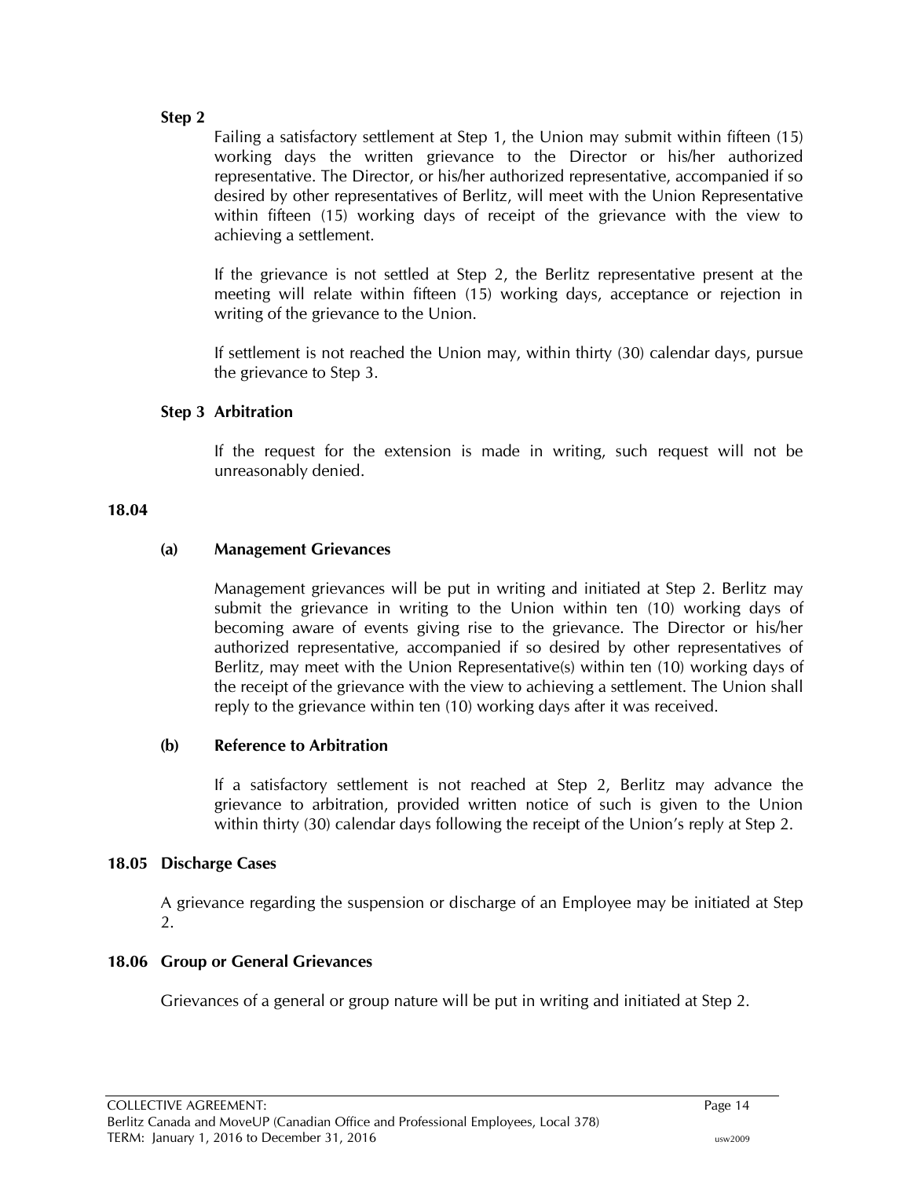**Step 2**

Failing a satisfactory settlement at Step 1, the Union may submit within fifteen (15) working days the written grievance to the Director or his/her authorized representative. The Director, or his/her authorized representative, accompanied if so desired by other representatives of Berlitz, will meet with the Union Representative within fifteen (15) working days of receipt of the grievance with the view to achieving a settlement.

If the grievance is not settled at Step 2, the Berlitz representative present at the meeting will relate within fifteen (15) working days, acceptance or rejection in writing of the grievance to the Union.

If settlement is not reached the Union may, within thirty (30) calendar days, pursue the grievance to Step 3.

**Step 3 Arbitration**

If the request for the extension is made in writing, such request will not be unreasonably denied.

**18.04**

**(a) Management Grievances**

Management grievances will be put in writing and initiated at Step 2. Berlitz may submit the grievance in writing to the Union within ten (10) working days of becoming aware of events giving rise to the grievance. The Director or his/her authorized representative, accompanied if so desired by other representatives of Berlitz, may meet with the Union Representative(s) within ten (10) working days of the receipt of the grievance with the view to achieving a settlement. The Union shall reply to the grievance within ten (10) working days after it was received.

**(b) Reference to Arbitration**

If a satisfactory settlement is not reached at Step 2, Berlitz may advance the grievance to arbitration, provided written notice of such is given to the Union within thirty (30) calendar days following the receipt of the Union's reply at Step 2.

**18.05 Discharge Cases**

A grievance regarding the suspension or discharge of an Employee may be initiated at Step 2.

**18.06 Group or General Grievances**

Grievances of a general or group nature will be put in writing and initiated at Step 2.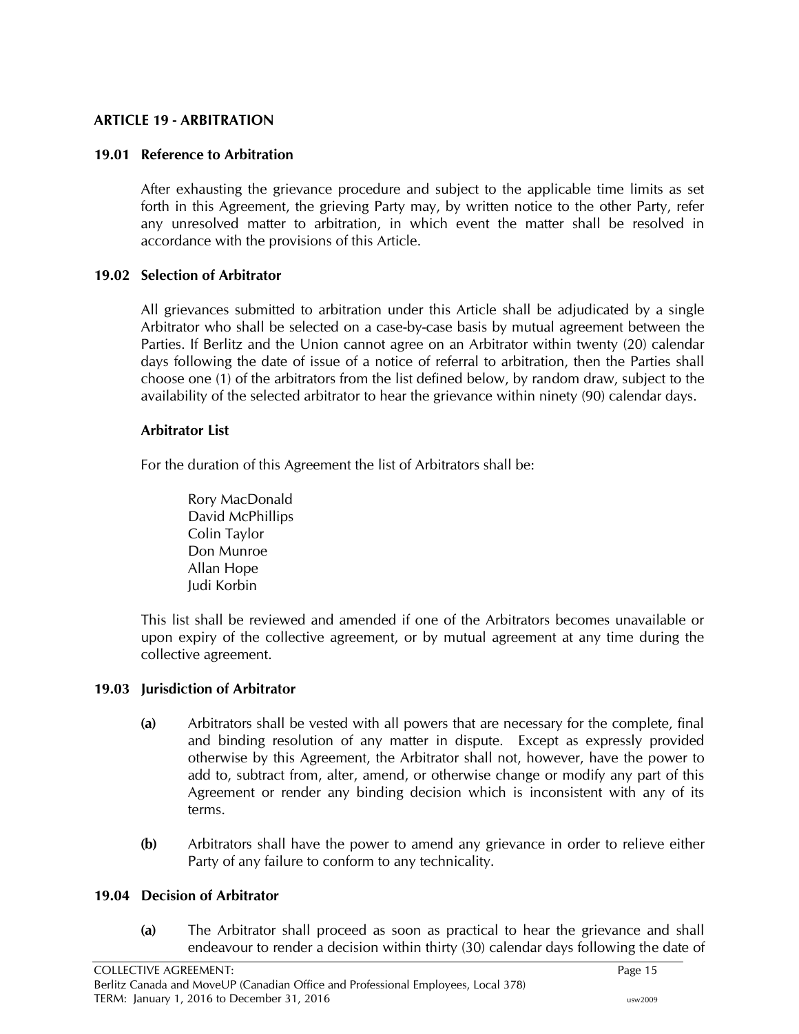## ARTICLE 19 - ARBITRATION

### 19.01 Reference to Arbitration

After exhausting the grievance procedure and subject to the applicable time limits as set forth in this Agreement, the grieving Party may, by written notice to the other Party, refer any unresolved matter to arbitration, in which event the matter shall be resolved in accordance with the provisions of this Article.

### 19.02 Selection of Arbitrator

All grievances submitted to arbitration under this Article shall be adjudicated by a single Arbitrator who shall be selected on a case-by-case basis by mutual agreement between the Parties. If Berlitz and the Union cannot agree on an Arbitrator within twenty (20) calendar days following the date of issue of a notice of referral to arbitration, then the Parties shall choose one (1) of the arbitrators from the list defined below, by random draw, subject to the availability of the selected arbitrator to hear the grievance within ninety (90) calendar days.

**Arbitrator List**

For the duration of this Agreement the list of Arbitrators shall be:

Rory MacDonald
David McPhillips
Colin Taylor
Don Munroe
Allan Hope
Judi Korbin

This list shall be reviewed and amended if one of the Arbitrators becomes unavailable or upon expiry of the collective agreement, or by mutual agreement at any time during the collective agreement.

### 19.03 Jurisdiction of Arbitrator

**(a)** Arbitrators shall be vested with all powers that are necessary for the complete, final and binding resolution of any matter in dispute. Except as expressly provided otherwise by this Agreement, the Arbitrator shall not, however, have the power to add to, subtract from, alter, amend, or otherwise change or modify any part of this Agreement or render any binding decision which is inconsistent with any of its terms.

**(b)** Arbitrators shall have the power to amend any grievance in order to relieve either Party of any failure to conform to any technicality.

### 19.04 Decision of Arbitrator

**(a)** The Arbitrator shall proceed as soon as practical to hear the grievance and shall endeavour to render a decision within thirty (30) calendar days following the date of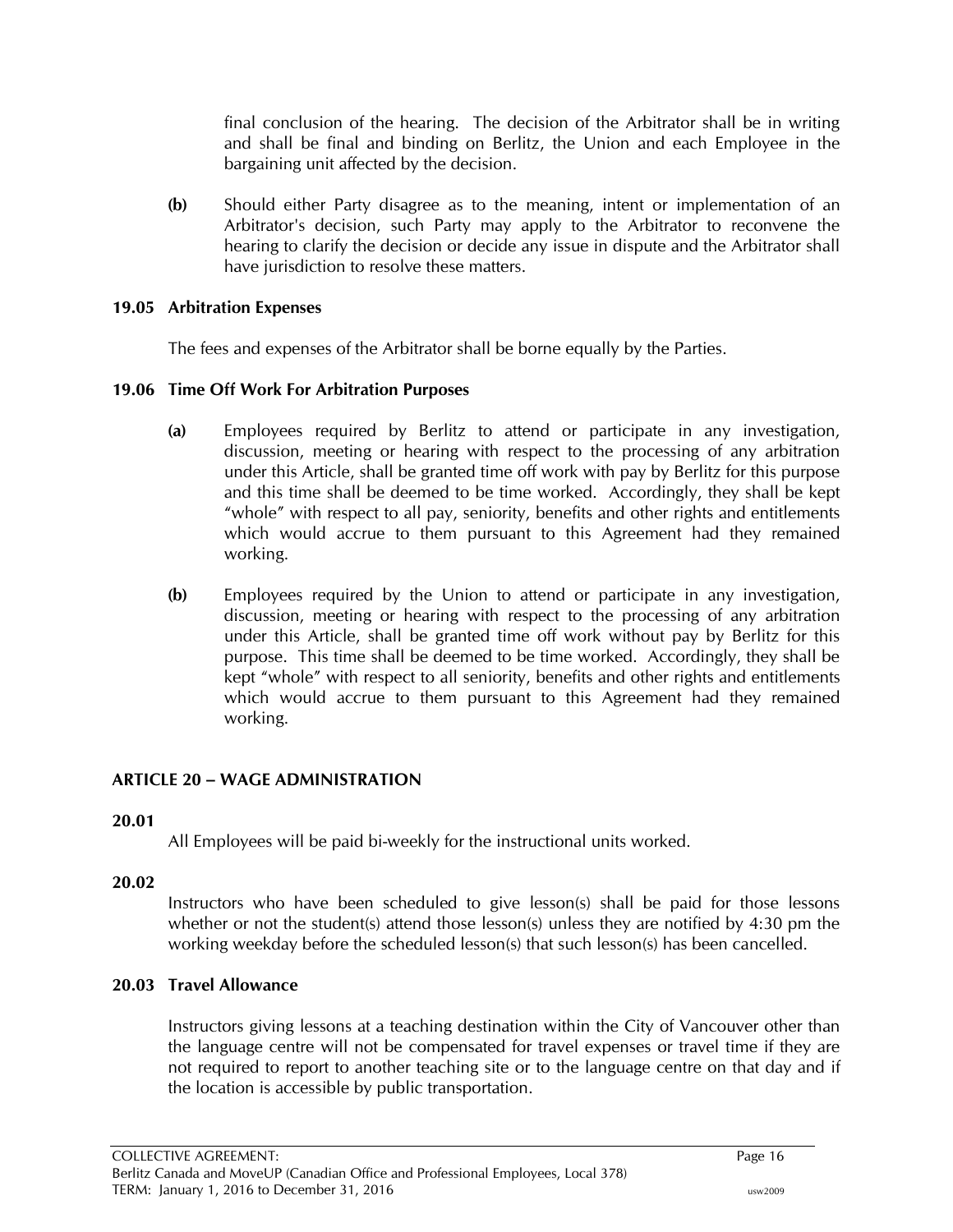final conclusion of the hearing. The decision of the Arbitrator shall be in writing and shall be final and binding on Berlitz, the Union and each Employee in the bargaining unit affected by the decision.

**(b)** Should either Party disagree as to the meaning, intent or implementation of an Arbitrator's decision, such Party may apply to the Arbitrator to reconvene the hearing to clarify the decision or decide any issue in dispute and the Arbitrator shall have jurisdiction to resolve these matters.

**19.05 Arbitration Expenses**

The fees and expenses of the Arbitrator shall be borne equally by the Parties.

**19.06 Time Off Work For Arbitration Purposes**

**(a)** Employees required by Berlitz to attend or participate in any investigation, discussion, meeting or hearing with respect to the processing of any arbitration under this Article, shall be granted time off work with pay by Berlitz for this purpose and this time shall be deemed to be time worked. Accordingly, they shall be kept "whole" with respect to all pay, seniority, benefits and other rights and entitlements which would accrue to them pursuant to this Agreement had they remained working.

**(b)** Employees required by the Union to attend or participate in any investigation, discussion, meeting or hearing with respect to the processing of any arbitration under this Article, shall be granted time off work without pay by Berlitz for this purpose. This time shall be deemed to be time worked. Accordingly, they shall be kept "whole" with respect to all seniority, benefits and other rights and entitlements which would accrue to them pursuant to this Agreement had they remained working.

## ARTICLE 20 – WAGE ADMINISTRATION

**20.01**

All Employees will be paid bi-weekly for the instructional units worked.

**20.02**

Instructors who have been scheduled to give lesson(s) shall be paid for those lessons whether or not the student(s) attend those lesson(s) unless they are notified by 4:30 pm the working weekday before the scheduled lesson(s) that such lesson(s) has been cancelled.

**20.03 Travel Allowance**

Instructors giving lessons at a teaching destination within the City of Vancouver other than the language centre will not be compensated for travel expenses or travel time if they are not required to report to another teaching site or to the language centre on that day and if the location is accessible by public transportation.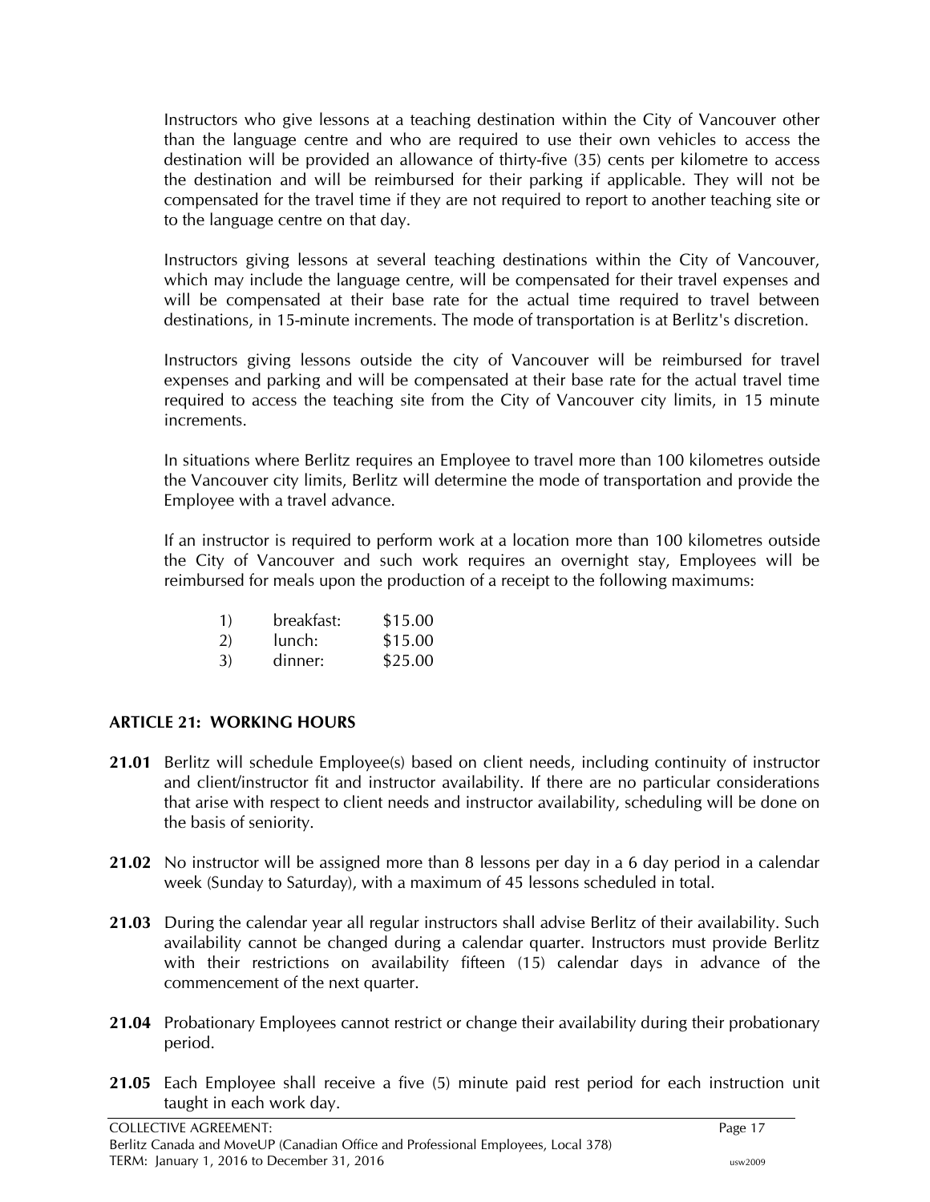Instructors who give lessons at a teaching destination within the City of Vancouver other than the language centre and who are required to use their own vehicles to access the destination will be provided an allowance of thirty-five (35) cents per kilometre to access the destination and will be reimbursed for their parking if applicable. They will not be compensated for the travel time if they are not required to report to another teaching site or to the language centre on that day.

Instructors giving lessons at several teaching destinations within the City of Vancouver, which may include the language centre, will be compensated for their travel expenses and will be compensated at their base rate for the actual time required to travel between destinations, in 15-minute increments. The mode of transportation is at Berlitz's discretion.

Instructors giving lessons outside the city of Vancouver will be reimbursed for travel expenses and parking and will be compensated at their base rate for the actual travel time required to access the teaching site from the City of Vancouver city limits, in 15 minute increments.

In situations where Berlitz requires an Employee to travel more than 100 kilometres outside the Vancouver city limits, Berlitz will determine the mode of transportation and provide the Employee with a travel advance.

If an instructor is required to perform work at a location more than 100 kilometres outside the City of Vancouver and such work requires an overnight stay, Employees will be reimbursed for meals upon the production of a receipt to the following maximums:

1) breakfast: $15.00
2) lunch: $15.00
3) dinner: $25.00

## ARTICLE 21: WORKING HOURS

**21.01** Berlitz will schedule Employee(s) based on client needs, including continuity of instructor and client/instructor fit and instructor availability. If there are no particular considerations that arise with respect to client needs and instructor availability, scheduling will be done on the basis of seniority.

**21.02** No instructor will be assigned more than 8 lessons per day in a 6 day period in a calendar week (Sunday to Saturday), with a maximum of 45 lessons scheduled in total.

**21.03** During the calendar year all regular instructors shall advise Berlitz of their availability. Such availability cannot be changed during a calendar quarter. Instructors must provide Berlitz with their restrictions on availability fifteen (15) calendar days in advance of the commencement of the next quarter.

**21.04** Probationary Employees cannot restrict or change their availability during their probationary period.

**21.05** Each Employee shall receive a five (5) minute paid rest period for each instruction unit taught in each work day.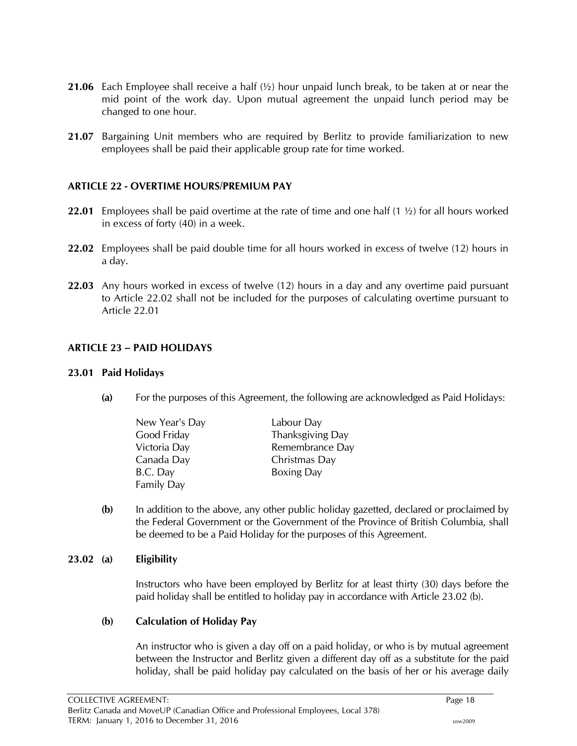**21.06** Each Employee shall receive a half (½) hour unpaid lunch break, to be taken at or near the mid point of the work day. Upon mutual agreement the unpaid lunch period may be changed to one hour.

**21.07** Bargaining Unit members who are required by Berlitz to provide familiarization to new employees shall be paid their applicable group rate for time worked.

## ARTICLE 22 - OVERTIME HOURS/PREMIUM PAY

**22.01** Employees shall be paid overtime at the rate of time and one half (1 ½) for all hours worked in excess of forty (40) in a week.

**22.02** Employees shall be paid double time for all hours worked in excess of twelve (12) hours in a day.

**22.03** Any hours worked in excess of twelve (12) hours in a day and any overtime paid pursuant to Article 22.02 shall not be included for the purposes of calculating overtime pursuant to Article 22.01

## ARTICLE 23 – PAID HOLIDAYS

### 23.01 Paid Holidays

**(a)** For the purposes of this Agreement, the following are acknowledged as Paid Holidays:

| | |
|---|---|
| New Year's Day | Labour Day |
| Good Friday | Thanksgiving Day |
| Victoria Day | Remembrance Day |
| Canada Day | Christmas Day |
| B.C. Day | Boxing Day |
| Family Day | |

**(b)** In addition to the above, any other public holiday gazetted, declared or proclaimed by the Federal Government or the Government of the Province of British Columbia, shall be deemed to be a Paid Holiday for the purposes of this Agreement.

### 23.02 (a) Eligibility

Instructors who have been employed by Berlitz for at least thirty (30) days before the paid holiday shall be entitled to holiday pay in accordance with Article 23.02 (b).

**(b) Calculation of Holiday Pay**

An instructor who is given a day off on a paid holiday, or who is by mutual agreement between the Instructor and Berlitz given a different day off as a substitute for the paid holiday, shall be paid holiday pay calculated on the basis of her or his average daily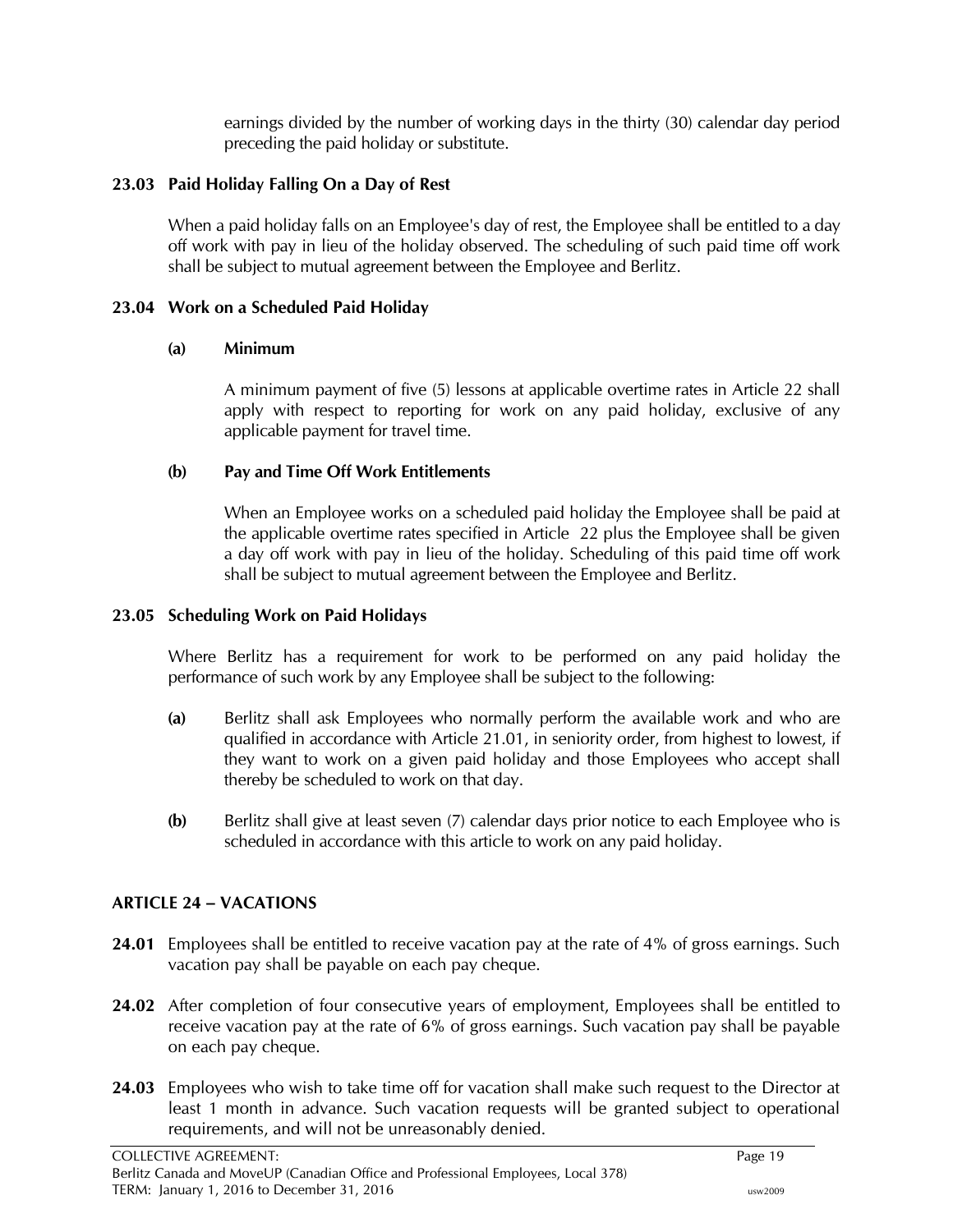earnings divided by the number of working days in the thirty (30) calendar day period preceding the paid holiday or substitute.

### 23.03 Paid Holiday Falling On a Day of Rest

When a paid holiday falls on an Employee's day of rest, the Employee shall be entitled to a day off work with pay in lieu of the holiday observed. The scheduling of such paid time off work shall be subject to mutual agreement between the Employee and Berlitz.

### 23.04 Work on a Scheduled Paid Holiday

**(a) Minimum**

A minimum payment of five (5) lessons at applicable overtime rates in Article 22 shall apply with respect to reporting for work on any paid holiday, exclusive of any applicable payment for travel time.

**(b) Pay and Time Off Work Entitlements**

When an Employee works on a scheduled paid holiday the Employee shall be paid at the applicable overtime rates specified in Article 22 plus the Employee shall be given a day off work with pay in lieu of the holiday. Scheduling of this paid time off work shall be subject to mutual agreement between the Employee and Berlitz.

### 23.05 Scheduling Work on Paid Holidays

Where Berlitz has a requirement for work to be performed on any paid holiday the performance of such work by any Employee shall be subject to the following:

**(a)** Berlitz shall ask Employees who normally perform the available work and who are qualified in accordance with Article 21.01, in seniority order, from highest to lowest, if they want to work on a given paid holiday and those Employees who accept shall thereby be scheduled to work on that day.

**(b)** Berlitz shall give at least seven (7) calendar days prior notice to each Employee who is scheduled in accordance with this article to work on any paid holiday.

## ARTICLE 24 – VACATIONS

**24.01** Employees shall be entitled to receive vacation pay at the rate of 4% of gross earnings. Such vacation pay shall be payable on each pay cheque.

**24.02** After completion of four consecutive years of employment, Employees shall be entitled to receive vacation pay at the rate of 6% of gross earnings. Such vacation pay shall be payable on each pay cheque.

**24.03** Employees who wish to take time off for vacation shall make such request to the Director at least 1 month in advance. Such vacation requests will be granted subject to operational requirements, and will not be unreasonably denied.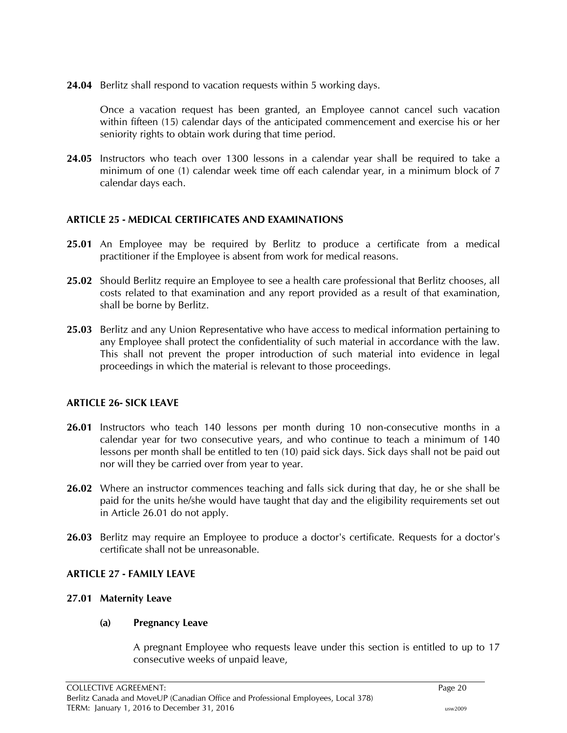**24.04** Berlitz shall respond to vacation requests within 5 working days.

Once a vacation request has been granted, an Employee cannot cancel such vacation within fifteen (15) calendar days of the anticipated commencement and exercise his or her seniority rights to obtain work during that time period.

**24.05** Instructors who teach over 1300 lessons in a calendar year shall be required to take a minimum of one (1) calendar week time off each calendar year, in a minimum block of 7 calendar days each.

## ARTICLE 25 - MEDICAL CERTIFICATES AND EXAMINATIONS

**25.01** An Employee may be required by Berlitz to produce a certificate from a medical practitioner if the Employee is absent from work for medical reasons.

**25.02** Should Berlitz require an Employee to see a health care professional that Berlitz chooses, all costs related to that examination and any report provided as a result of that examination, shall be borne by Berlitz.

**25.03** Berlitz and any Union Representative who have access to medical information pertaining to any Employee shall protect the confidentiality of such material in accordance with the law. This shall not prevent the proper introduction of such material into evidence in legal proceedings in which the material is relevant to those proceedings.

## ARTICLE 26- SICK LEAVE

**26.01** Instructors who teach 140 lessons per month during 10 non-consecutive months in a calendar year for two consecutive years, and who continue to teach a minimum of 140 lessons per month shall be entitled to ten (10) paid sick days. Sick days shall not be paid out nor will they be carried over from year to year.

**26.02** Where an instructor commences teaching and falls sick during that day, he or she shall be paid for the units he/she would have taught that day and the eligibility requirements set out in Article 26.01 do not apply.

**26.03** Berlitz may require an Employee to produce a doctor's certificate. Requests for a doctor's certificate shall not be unreasonable.

## ARTICLE 27 - FAMILY LEAVE

### 27.01 Maternity Leave

**(a) Pregnancy Leave**

A pregnant Employee who requests leave under this section is entitled to up to 17 consecutive weeks of unpaid leave,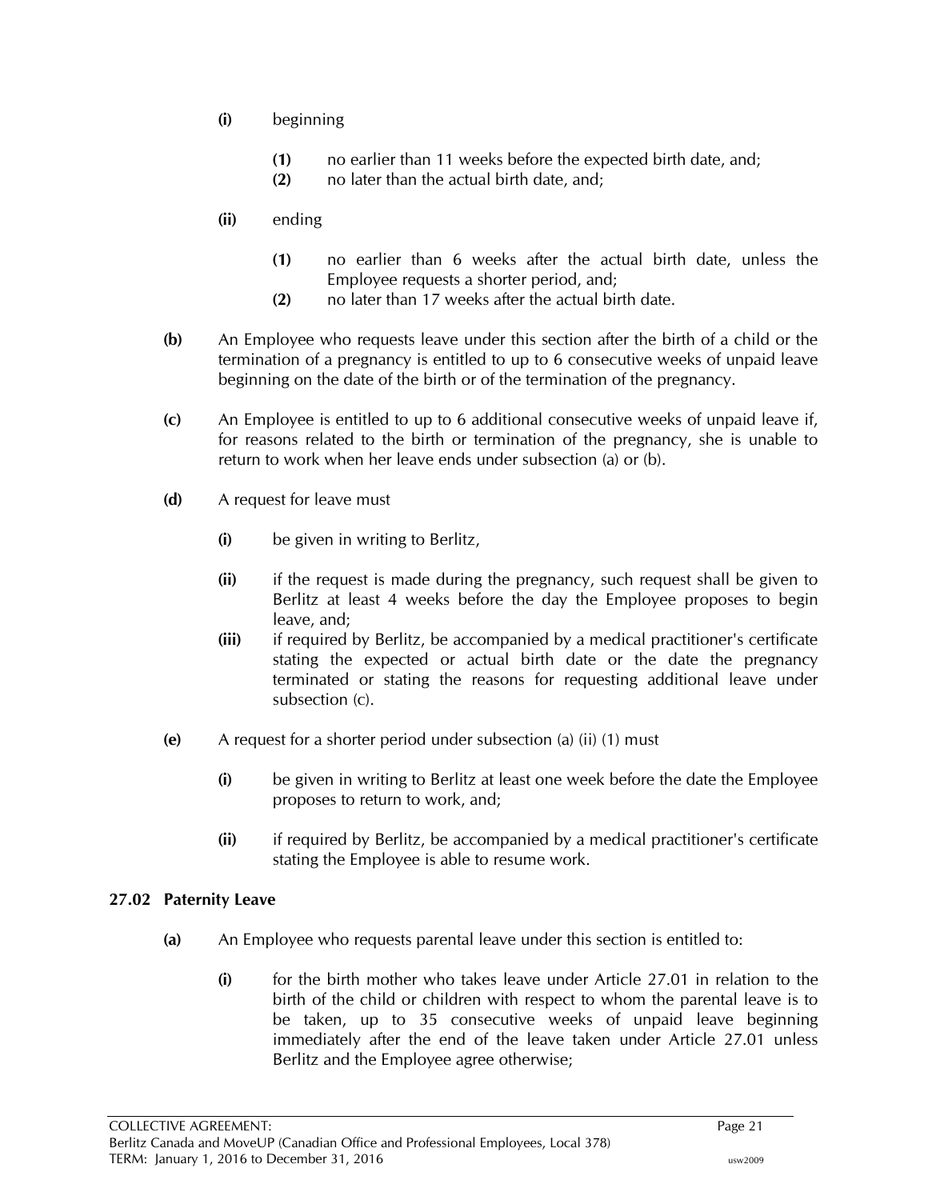- **(i)** beginning
  - **(1)** no earlier than 11 weeks before the expected birth date, and;
  - **(2)** no later than the actual birth date, and;
- **(ii)** ending
  - **(1)** no earlier than 6 weeks after the actual birth date, unless the Employee requests a shorter period, and;
  - **(2)** no later than 17 weeks after the actual birth date.

**(b)** An Employee who requests leave under this section after the birth of a child or the termination of a pregnancy is entitled to up to 6 consecutive weeks of unpaid leave beginning on the date of the birth or of the termination of the pregnancy.

**(c)** An Employee is entitled to up to 6 additional consecutive weeks of unpaid leave if, for reasons related to the birth or termination of the pregnancy, she is unable to return to work when her leave ends under subsection (a) or (b).

**(d)** A request for leave must

- **(i)** be given in writing to Berlitz,
- **(ii)** if the request is made during the pregnancy, such request shall be given to Berlitz at least 4 weeks before the day the Employee proposes to begin leave, and;
- **(iii)** if required by Berlitz, be accompanied by a medical practitioner's certificate stating the expected or actual birth date or the date the pregnancy terminated or stating the reasons for requesting additional leave under subsection (c).

**(e)** A request for a shorter period under subsection (a) (ii) (1) must

- **(i)** be given in writing to Berlitz at least one week before the date the Employee proposes to return to work, and;
- **(ii)** if required by Berlitz, be accompanied by a medical practitioner's certificate stating the Employee is able to resume work.

### 27.02 Paternity Leave

**(a)** An Employee who requests parental leave under this section is entitled to:

- **(i)** for the birth mother who takes leave under Article 27.01 in relation to the birth of the child or children with respect to whom the parental leave is to be taken, up to 35 consecutive weeks of unpaid leave beginning immediately after the end of the leave taken under Article 27.01 unless Berlitz and the Employee agree otherwise;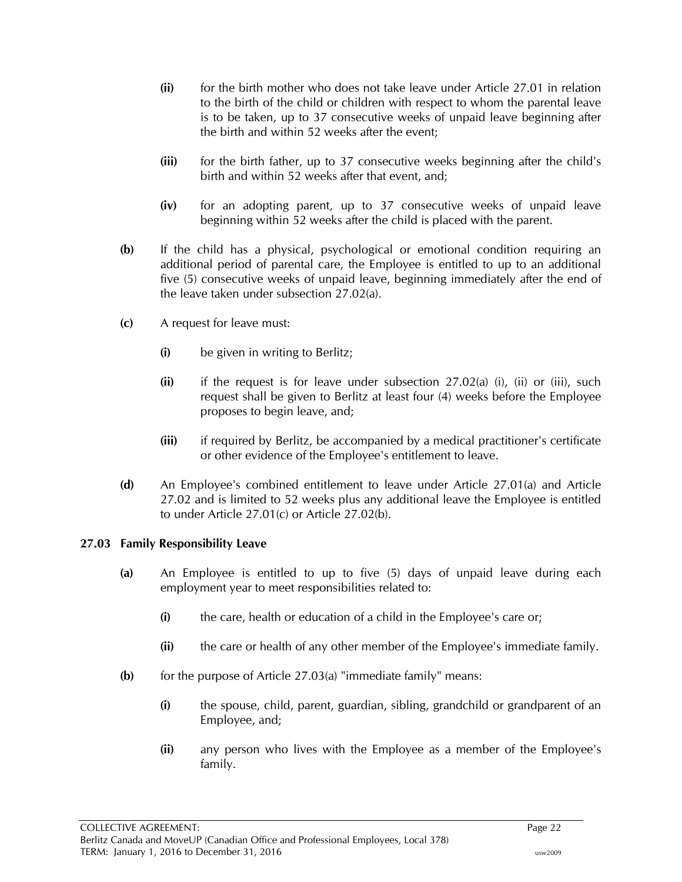- **(ii)** for the birth mother who does not take leave under Article 27.01 in relation to the birth of the child or children with respect to whom the parental leave is to be taken, up to 37 consecutive weeks of unpaid leave beginning after the birth and within 52 weeks after the event;

- **(iii)** for the birth father, up to 37 consecutive weeks beginning after the child's birth and within 52 weeks after that event, and;

- **(iv)** for an adopting parent, up to 37 consecutive weeks of unpaid leave beginning within 52 weeks after the child is placed with the parent.

**(b)** If the child has a physical, psychological or emotional condition requiring an additional period of parental care, the Employee is entitled to up to an additional five (5) consecutive weeks of unpaid leave, beginning immediately after the end of the leave taken under subsection 27.02(a).

**(c)** A request for leave must:

- **(i)** be given in writing to Berlitz;

- **(ii)** if the request is for leave under subsection 27.02(a) (i), (ii) or (iii), such request shall be given to Berlitz at least four (4) weeks before the Employee proposes to begin leave, and;

- **(iii)** if required by Berlitz, be accompanied by a medical practitioner's certificate or other evidence of the Employee's entitlement to leave.

**(d)** An Employee's combined entitlement to leave under Article 27.01(a) and Article 27.02 and is limited to 52 weeks plus any additional leave the Employee is entitled to under Article 27.01(c) or Article 27.02(b).

### 27.03 Family Responsibility Leave

**(a)** An Employee is entitled to up to five (5) days of unpaid leave during each employment year to meet responsibilities related to:

- **(i)** the care, health or education of a child in the Employee's care or;

- **(ii)** the care or health of any other member of the Employee's immediate family.

**(b)** for the purpose of Article 27.03(a) "immediate family" means:

- **(i)** the spouse, child, parent, guardian, sibling, grandchild or grandparent of an Employee, and;

- **(ii)** any person who lives with the Employee as a member of the Employee's family.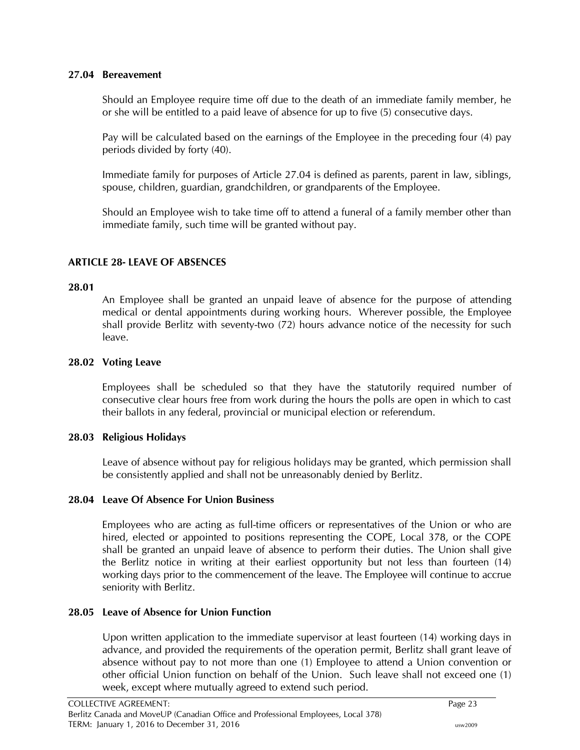### 27.04 Bereavement

Should an Employee require time off due to the death of an immediate family member, he or she will be entitled to a paid leave of absence for up to five (5) consecutive days.

Pay will be calculated based on the earnings of the Employee in the preceding four (4) pay periods divided by forty (40).

Immediate family for purposes of Article 27.04 is defined as parents, parent in law, siblings, spouse, children, guardian, grandchildren, or grandparents of the Employee.

Should an Employee wish to take time off to attend a funeral of a family member other than immediate family, such time will be granted without pay.

## ARTICLE 28- LEAVE OF ABSENCES

### 28.01

An Employee shall be granted an unpaid leave of absence for the purpose of attending medical or dental appointments during working hours. Wherever possible, the Employee shall provide Berlitz with seventy-two (72) hours advance notice of the necessity for such leave.

### 28.02 Voting Leave

Employees shall be scheduled so that they have the statutorily required number of consecutive clear hours free from work during the hours the polls are open in which to cast their ballots in any federal, provincial or municipal election or referendum.

### 28.03 Religious Holidays

Leave of absence without pay for religious holidays may be granted, which permission shall be consistently applied and shall not be unreasonably denied by Berlitz.

### 28.04 Leave Of Absence For Union Business

Employees who are acting as full-time officers or representatives of the Union or who are hired, elected or appointed to positions representing the COPE, Local 378, or the COPE shall be granted an unpaid leave of absence to perform their duties. The Union shall give the Berlitz notice in writing at their earliest opportunity but not less than fourteen (14) working days prior to the commencement of the leave. The Employee will continue to accrue seniority with Berlitz.

### 28.05 Leave of Absence for Union Function

Upon written application to the immediate supervisor at least fourteen (14) working days in advance, and provided the requirements of the operation permit, Berlitz shall grant leave of absence without pay to not more than one (1) Employee to attend a Union convention or other official Union function on behalf of the Union. Such leave shall not exceed one (1) week, except where mutually agreed to extend such period.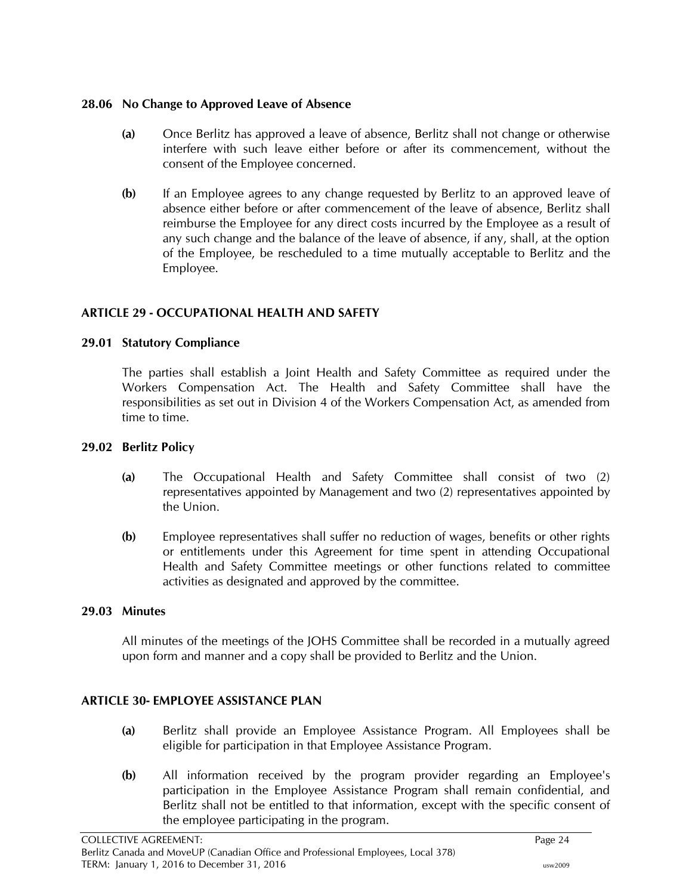### 28.06 No Change to Approved Leave of Absence

**(a)** Once Berlitz has approved a leave of absence, Berlitz shall not change or otherwise interfere with such leave either before or after its commencement, without the consent of the Employee concerned.

**(b)** If an Employee agrees to any change requested by Berlitz to an approved leave of absence either before or after commencement of the leave of absence, Berlitz shall reimburse the Employee for any direct costs incurred by the Employee as a result of any such change and the balance of the leave of absence, if any, shall, at the option of the Employee, be rescheduled to a time mutually acceptable to Berlitz and the Employee.

## ARTICLE 29 - OCCUPATIONAL HEALTH AND SAFETY

### 29.01 Statutory Compliance

The parties shall establish a Joint Health and Safety Committee as required under the Workers Compensation Act. The Health and Safety Committee shall have the responsibilities as set out in Division 4 of the Workers Compensation Act, as amended from time to time.

### 29.02 Berlitz Policy

**(a)** The Occupational Health and Safety Committee shall consist of two (2) representatives appointed by Management and two (2) representatives appointed by the Union.

**(b)** Employee representatives shall suffer no reduction of wages, benefits or other rights or entitlements under this Agreement for time spent in attending Occupational Health and Safety Committee meetings or other functions related to committee activities as designated and approved by the committee.

### 29.03 Minutes

All minutes of the meetings of the JOHS Committee shall be recorded in a mutually agreed upon form and manner and a copy shall be provided to Berlitz and the Union.

## ARTICLE 30- EMPLOYEE ASSISTANCE PLAN

**(a)** Berlitz shall provide an Employee Assistance Program. All Employees shall be eligible for participation in that Employee Assistance Program.

**(b)** All information received by the program provider regarding an Employee's participation in the Employee Assistance Program shall remain confidential, and Berlitz shall not be entitled to that information, except with the specific consent of the employee participating in the program.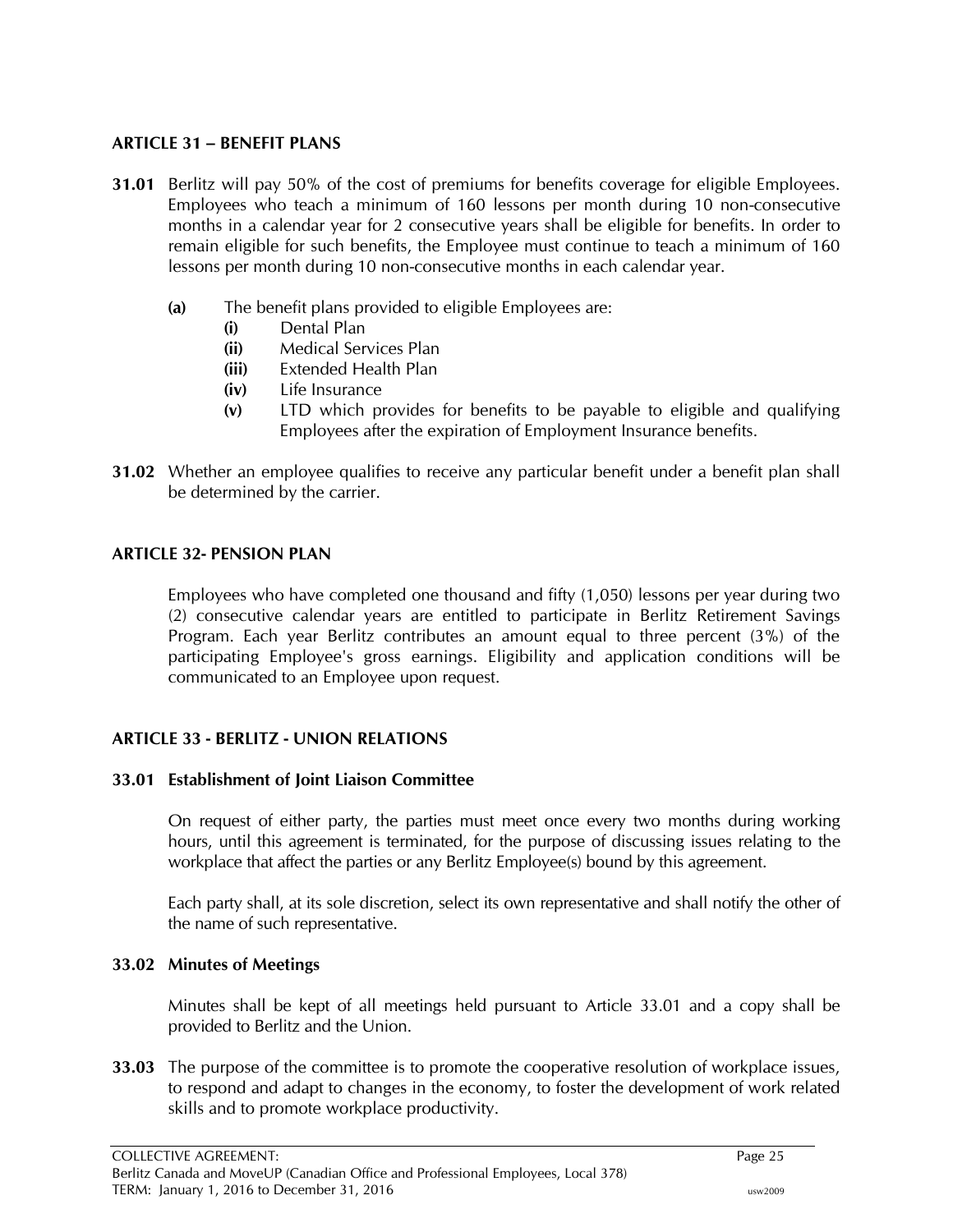## ARTICLE 31 – BENEFIT PLANS

**31.01** Berlitz will pay 50% of the cost of premiums for benefits coverage for eligible Employees. Employees who teach a minimum of 160 lessons per month during 10 non-consecutive months in a calendar year for 2 consecutive years shall be eligible for benefits. In order to remain eligible for such benefits, the Employee must continue to teach a minimum of 160 lessons per month during 10 non-consecutive months in each calendar year.

- **(a)** The benefit plans provided to eligible Employees are:
  - **(i)** Dental Plan
  - **(ii)** Medical Services Plan
  - **(iii)** Extended Health Plan
  - **(iv)** Life Insurance
  - **(v)** LTD which provides for benefits to be payable to eligible and qualifying Employees after the expiration of Employment Insurance benefits.

**31.02** Whether an employee qualifies to receive any particular benefit under a benefit plan shall be determined by the carrier.

## ARTICLE 32- PENSION PLAN

Employees who have completed one thousand and fifty (1,050) lessons per year during two (2) consecutive calendar years are entitled to participate in Berlitz Retirement Savings Program. Each year Berlitz contributes an amount equal to three percent (3%) of the participating Employee's gross earnings. Eligibility and application conditions will be communicated to an Employee upon request.

## ARTICLE 33 - BERLITZ - UNION RELATIONS

### 33.01 Establishment of Joint Liaison Committee

On request of either party, the parties must meet once every two months during working hours, until this agreement is terminated, for the purpose of discussing issues relating to the workplace that affect the parties or any Berlitz Employee(s) bound by this agreement.

Each party shall, at its sole discretion, select its own representative and shall notify the other of the name of such representative.

### 33.02 Minutes of Meetings

Minutes shall be kept of all meetings held pursuant to Article 33.01 and a copy shall be provided to Berlitz and the Union.

**33.03** The purpose of the committee is to promote the cooperative resolution of workplace issues, to respond and adapt to changes in the economy, to foster the development of work related skills and to promote workplace productivity.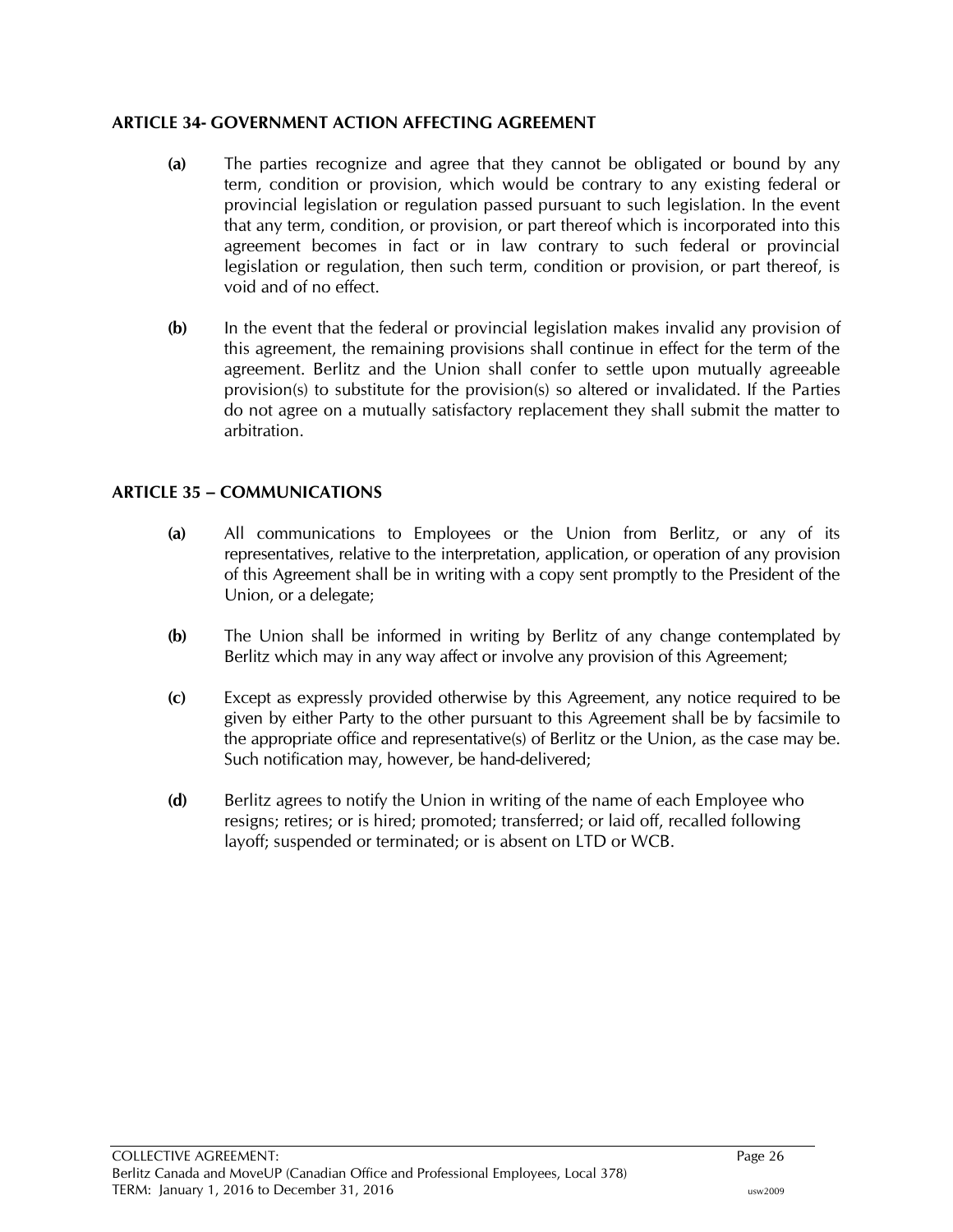## ARTICLE 34- GOVERNMENT ACTION AFFECTING AGREEMENT

**(a)** The parties recognize and agree that they cannot be obligated or bound by any term, condition or provision, which would be contrary to any existing federal or provincial legislation or regulation passed pursuant to such legislation. In the event that any term, condition, or provision, or part thereof which is incorporated into this agreement becomes in fact or in law contrary to such federal or provincial legislation or regulation, then such term, condition or provision, or part thereof, is void and of no effect.

**(b)** In the event that the federal or provincial legislation makes invalid any provision of this agreement, the remaining provisions shall continue in effect for the term of the agreement. Berlitz and the Union shall confer to settle upon mutually agreeable provision(s) to substitute for the provision(s) so altered or invalidated. If the Parties do not agree on a mutually satisfactory replacement they shall submit the matter to arbitration.

## ARTICLE 35 – COMMUNICATIONS

**(a)** All communications to Employees or the Union from Berlitz, or any of its representatives, relative to the interpretation, application, or operation of any provision of this Agreement shall be in writing with a copy sent promptly to the President of the Union, or a delegate;

**(b)** The Union shall be informed in writing by Berlitz of any change contemplated by Berlitz which may in any way affect or involve any provision of this Agreement;

**(c)** Except as expressly provided otherwise by this Agreement, any notice required to be given by either Party to the other pursuant to this Agreement shall be by facsimile to the appropriate office and representative(s) of Berlitz or the Union, as the case may be. Such notification may, however, be hand-delivered;

**(d)** Berlitz agrees to notify the Union in writing of the name of each Employee who resigns; retires; or is hired; promoted; transferred; or laid off, recalled following layoff; suspended or terminated; or is absent on LTD or WCB.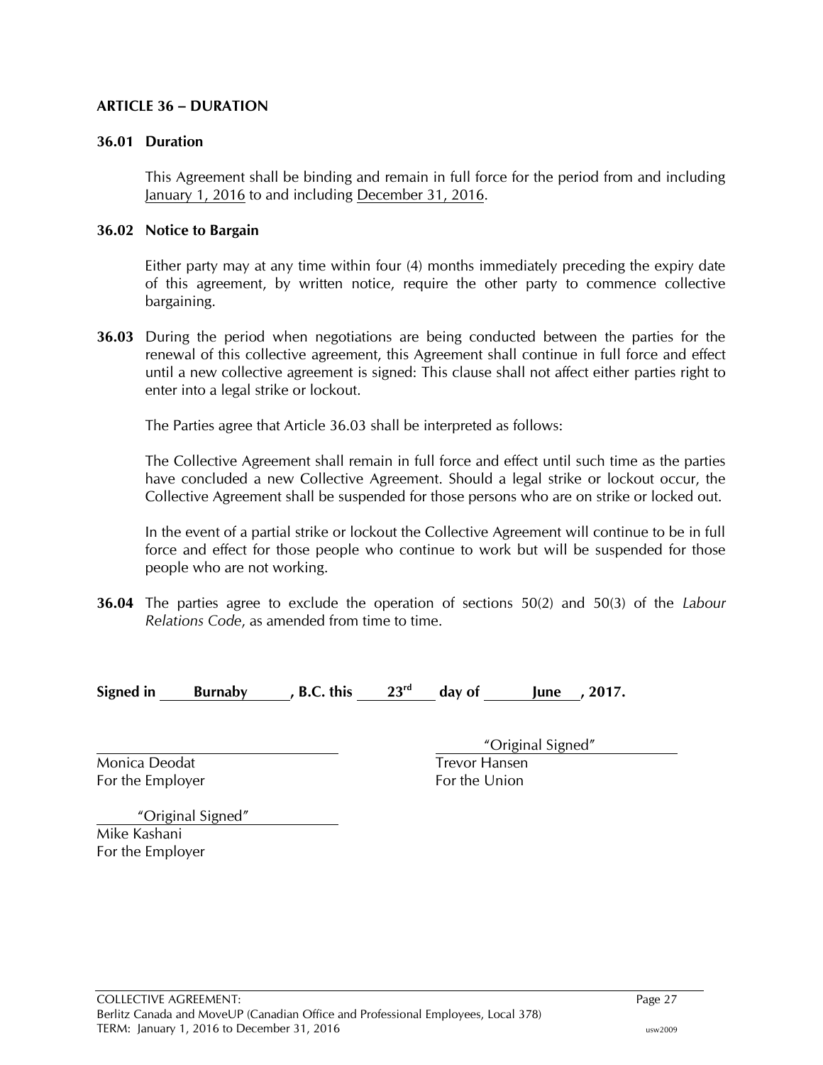## ARTICLE 36 – DURATION

### 36.01 Duration

This Agreement shall be binding and remain in full force for the period from and including January 1, 2016 to and including December 31, 2016.

### 36.02 Notice to Bargain

Either party may at any time within four (4) months immediately preceding the expiry date of this agreement, by written notice, require the other party to commence collective bargaining.

**36.03** During the period when negotiations are being conducted between the parties for the renewal of this collective agreement, this Agreement shall continue in full force and effect until a new collective agreement is signed: This clause shall not affect either parties right to enter into a legal strike or lockout.

The Parties agree that Article 36.03 shall be interpreted as follows:

The Collective Agreement shall remain in full force and effect until such time as the parties have concluded a new Collective Agreement. Should a legal strike or lockout occur, the Collective Agreement shall be suspended for those persons who are on strike or locked out.

In the event of a partial strike or lockout the Collective Agreement will continue to be in full force and effect for those people who continue to work but will be suspended for those people who are not working.

**36.04** The parties agree to exclude the operation of sections 50(2) and 50(3) of the *Labour Relations Code*, as amended from time to time.

**Signed in Burnaby, B.C. this 23rd day of June, 2017.**

| | |
|---|---|
| \_\_\_\_\_\_\_\_\_\_\_\_\_\_\_\_\_\_\_\_ | "Original Signed" |
| Monica Deodat | Trevor Hansen |
| For the Employer | For the Union |
| "Original Signed" | |
| Mike Kashani | |
| For the Employer | |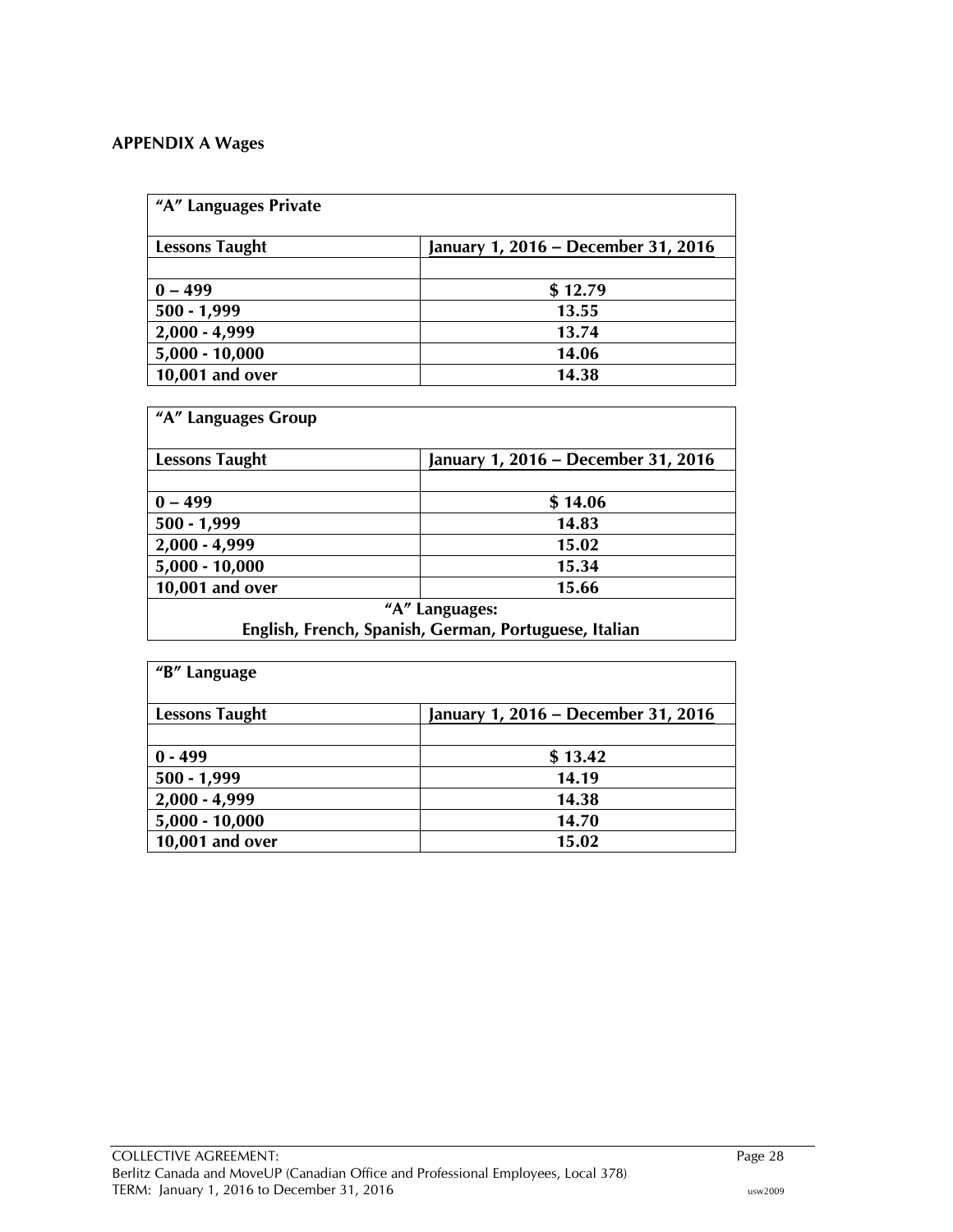**APPENDIX A Wages**

| "A" Languages Private | |
|---|---|
| **Lessons Taught** | **January 1, 2016 – December 31, 2016** |
| | |
| 0 – 499 | $ 12.79 |
| 500 - 1,999 | 13.55 |
| 2,000 - 4,999 | 13.74 |
| 5,000 - 10,000 | 14.06 |
| 10,001 and over | 14.38 |

| "A" Languages Group | |
|---|---|
| **Lessons Taught** | **January 1, 2016 – December 31, 2016** |
| | |
| 0 – 499 | $ 14.06 |
| 500 - 1,999 | 14.83 |
| 2,000 - 4,999 | 15.02 |
| 5,000 - 10,000 | 15.34 |
| 10,001 and over | 15.66 |
| "A" Languages: English, French, Spanish, German, Portuguese, Italian | |

| "B" Language | |
|---|---|
| **Lessons Taught** | **January 1, 2016 – December 31, 2016** |
| | |
| 0 - 499 | $ 13.42 |
| 500 - 1,999 | 14.19 |
| 2,000 - 4,999 | 14.38 |
| 5,000 - 10,000 | 14.70 |
| 10,001 and over | 15.02 |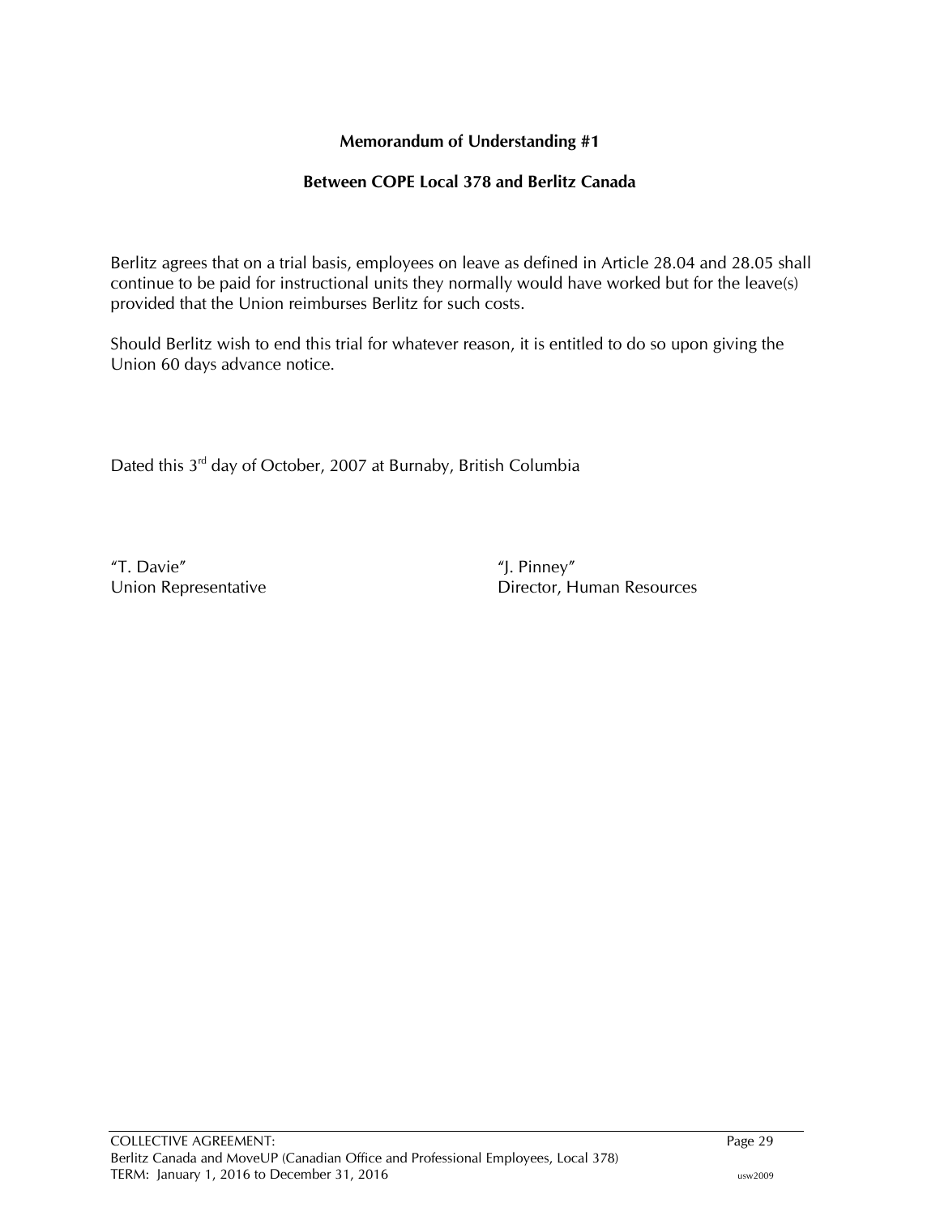**Memorandum of Understanding #1**

**Between COPE Local 378 and Berlitz Canada**

Berlitz agrees that on a trial basis, employees on leave as defined in Article 28.04 and 28.05 shall continue to be paid for instructional units they normally would have worked but for the leave(s) provided that the Union reimburses Berlitz for such costs.

Should Berlitz wish to end this trial for whatever reason, it is entitled to do so upon giving the Union 60 days advance notice.

Dated this 3rd day of October, 2007 at Burnaby, British Columbia

"T. Davie"
Union Representative

"J. Pinney"
Director, Human Resources